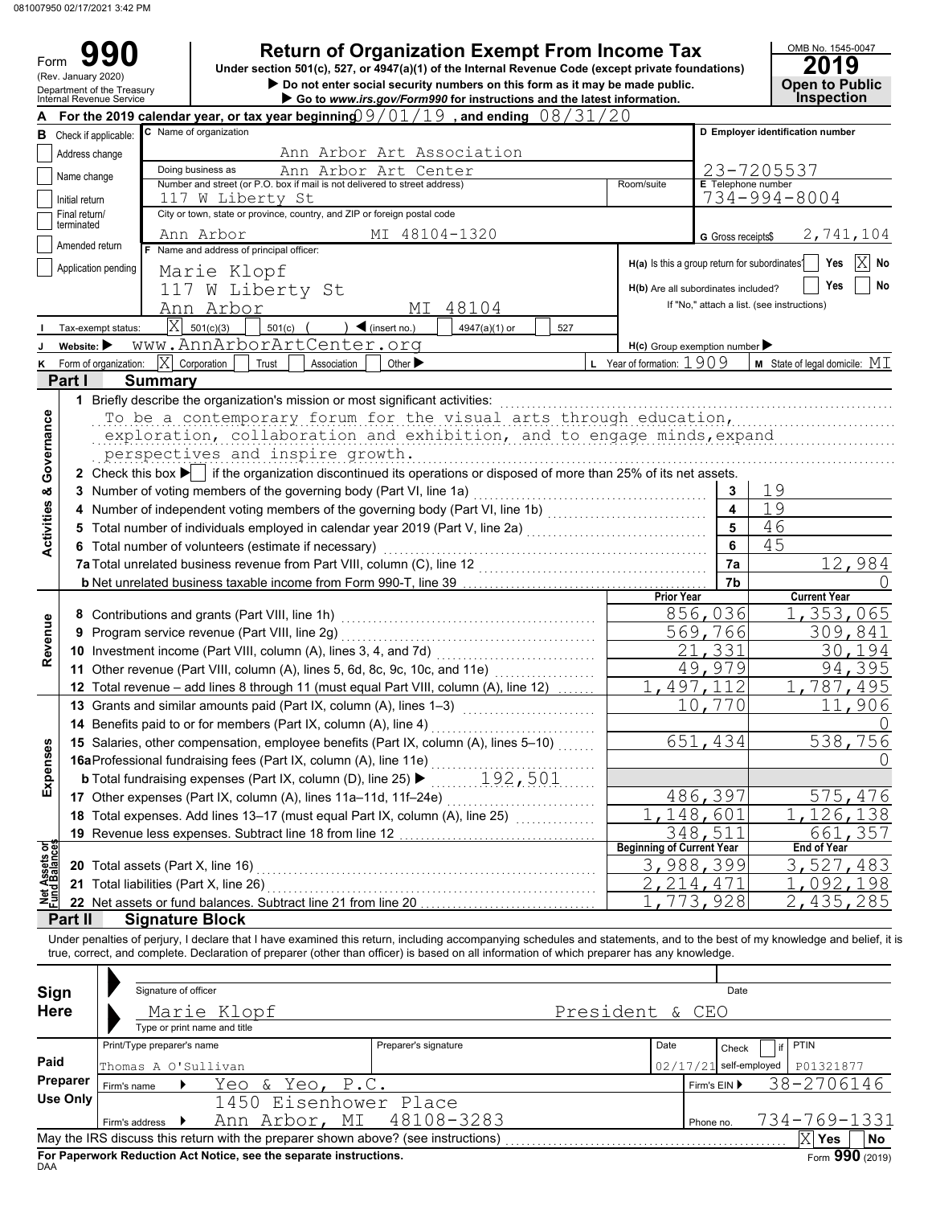081007950 02/17/2021 3:42 PM

Form **990** (Rev. January 2020) Department of the Treasury Internal Revenue Service

# Return of Organization Exempt From Income Tax

Under section 501(c), 527, or 4947(a)(1) of the Internal Revenue Code (except private foundations)

▶ Do not enter social security numbers on this form as it may be made public.

▶ Go to *www.irs.gov/Form990* for instructions and the latest information.

OMB No. 1545-0047 **2019** Open to Public Inspection

**A** For the 2019 calendar year, or tax year beginning 09/01/19, and ending 08/31/20

**B** Check if applicable: ☐ Address change ☐ Name change ☐ Initial return ☐ Final return/terminated ☐ Amended return ☐ Application pending

**C** Name of organization: Ann Arbor Art Association

Doing business as: Ann Arbor Art Center

Number and street (or P.O. box if mail is not delivered to street address): 117 W Liberty St

City or town, state or province, country, and ZIP or foreign postal code: Ann Arbor MI 48104-1320

**D** Employer identification number: 23-7205537

**E** Telephone number: 734-994-8004

**G** Gross receipts $ 2,741,104

**F** Name and address of principal officer: Marie Klopf, 117 W Liberty St, Ann Arbor MI 48104

**H(a)** Is this a group return for subordinates? ☐ Yes ☒ No

**H(b)** Are all subordinates included? ☐ Yes ☐ No — If "No," attach a list. (see instructions)

**I** Tax-exempt status: ☒ 501(c)(3) ☐ 501(c) ( ) ◀ (insert no.) ☐ 4947(a)(1) or ☐ 527

**J** Website: ▶ www.AnnArborArtCenter.org

**H(c)** Group exemption number ▶

**K** Form of organization: ☒ Corporation ☐ Trust ☐ Association ☐ Other ▶

**L** Year of formation: 1909

**M** State of legal domicile: MI

## Part I Summary

**Activities & Governance**

1 Briefly describe the organization's mission or most significant activities:
To be a contemporary forum for the visual arts through education, exploration, collaboration and exhibition, and to engage minds, expand perspectives and inspire growth.

2 Check this box ▶ ☐ if the organization discontinued its operations or disposed of more than 25% of its net assets.

| | | | |
|---|---|---|---|
| 3 | Number of voting members of the governing body (Part VI, line 1a) | 3 | 19 |
| 4 | Number of independent voting members of the governing body (Part VI, line 1b) | 4 | 19 |
| 5 | Total number of individuals employed in calendar year 2019 (Part V, line 2a) | 5 | 46 |
| 6 | Total number of volunteers (estimate if necessary) | 6 | 45 |
| 7a | Total unrelated business revenue from Part VIII, column (C), line 12 | 7a | 12,984 |
| b | Net unrelated business taxable income from Form 990-T, line 39 | 7b | 0 |

| | | Prior Year | Current Year |
|---|---|---|---|
| **Revenue** | | | |
| 8 | Contributions and grants (Part VIII, line 1h) | 856,036 | 1,353,065 |
| 9 | Program service revenue (Part VIII, line 2g) | 569,766 | 309,841 |
| 10 | Investment income (Part VIII, column (A), lines 3, 4, and 7d) | 21,331 | 30,194 |
| 11 | Other revenue (Part VIII, column (A), lines 5, 6d, 8c, 9c, 10c, and 11e) | 49,979 | 94,395 |
| 12 | Total revenue – add lines 8 through 11 (must equal Part VIII, column (A), line 12) | 1,497,112 | 1,787,495 |
| **Expenses** | | | |
| 13 | Grants and similar amounts paid (Part IX, column (A), lines 1–3) | 10,770 | 11,906 |
| 14 | Benefits paid to or for members (Part IX, column (A), line 4) | | 0 |
| 15 | Salaries, other compensation, employee benefits (Part IX, column (A), lines 5–10) | 651,434 | 538,756 |
| 16a | Professional fundraising fees (Part IX, column (A), line 11e) | | 0 |
| b | Total fundraising expenses (Part IX, column (D), line 25) ▶ 192,501 | | |
| 17 | Other expenses (Part IX, column (A), lines 11a–11d, 11f–24e) | 486,397 | 575,476 |
| 18 | Total expenses. Add lines 13–17 (must equal Part IX, column (A), line 25) | 1,148,601 | 1,126,138 |
| 19 | Revenue less expenses. Subtract line 18 from line 12 | 348,511 | 661,357 |
| **Net Assets or Fund Balances** | | **Beginning of Current Year** | **End of Year** |
| 20 | Total assets (Part X, line 16) | 3,988,399 | 3,527,483 |
| 21 | Total liabilities (Part X, line 26) | 2,214,471 | 1,092,198 |
| 22 | Net assets or fund balances. Subtract line 21 from line 20 | 1,773,928 | 2,435,285 |

## Part II Signature Block

Under penalties of perjury, I declare that I have examined this return, including accompanying schedules and statements, and to the best of my knowledge and belief, it is true, correct, and complete. Declaration of preparer (other than officer) is based on all information of which preparer has any knowledge.

**Sign Here**

Signature of officer ▶ | Date

Marie Klopf — President & CEO

Type or print name and title

**Paid Preparer Use Only**

| Print/Type preparer's name | Preparer's signature | Date | Check ☐ if self-employed | PTIN |
|---|---|---|---|---|
| Thomas A O'Sullivan | | 02/17/21 | | P01321877 |

Firm's name ▶ Yeo & Yeo, P.C. — Firm's EIN ▶ 38-2706146

Firm's address ▶ 1450 Eisenhower Place, Ann Arbor, MI 48108-3283 — Phone no. 734-769-1331

May the IRS discuss this return with the preparer shown above? (see instructions) ☒ Yes ☐ No

**For Paperwork Reduction Act Notice, see the separate instructions.**

DAA Form **990** (2019)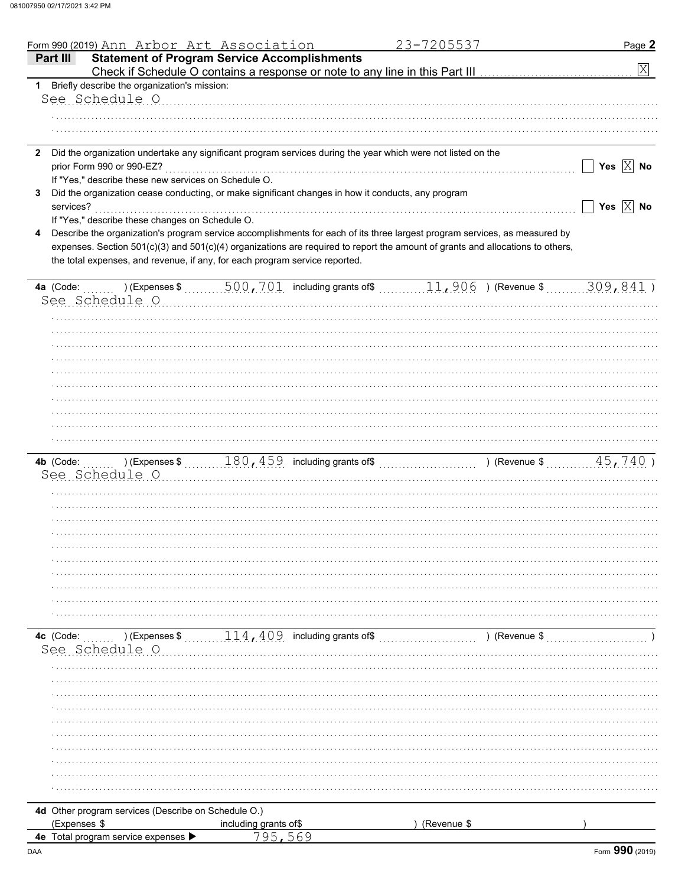Form 990 (2019) Ann Arbor Art Association 23-7205537

## Part III Statement of Program Service Accomplishments

Check if Schedule O contains a response or note to any line in this Part III [X]

**1** Briefly describe the organization's mission:

See Schedule O

**2** Did the organization undertake any significant program services during the year which were not listed on the prior Form 990 or 990-EZ? [ ] Yes [X] No

If "Yes," describe these new services on Schedule O.

**3** Did the organization cease conducting, or make significant changes in how it conducts, any program services? [ ] Yes [X] No

If "Yes," describe these changes on Schedule O.

**4** Describe the organization's program service accomplishments for each of its three largest program services, as measured by expenses. Section 501(c)(3) and 501(c)(4) organizations are required to report the amount of grants and allocations to others, the total expenses, and revenue, if any, for each program service reported.

**4a** (Code: ) (Expenses $ 500,701 including grants of $ 11,906 ) (Revenue $ 309,841 )

See Schedule O

**4b** (Code: ) (Expenses $ 180,459 including grants of $ ) (Revenue $ 45,740 )

See Schedule O

**4c** (Code: ) (Expenses $ 114,409 including grants of $ ) (Revenue $ )

See Schedule O

**4d** Other program services (Describe on Schedule O.)

(Expenses $ including grants of $ ) (Revenue $ )

**4e** Total program service expenses ▶ 795,569

Form **990** (2019)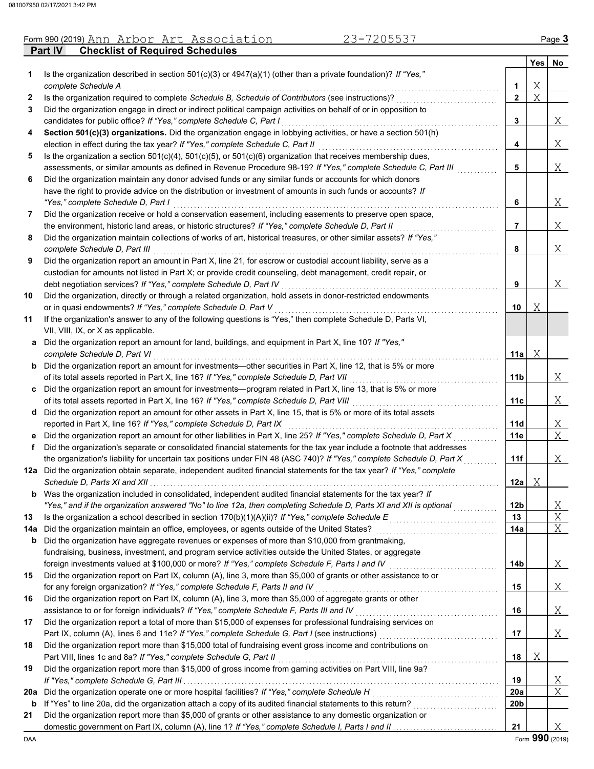Form 990 (2019) Ann Arbor Art Association 23-7205537 Page 3

## Part IV Checklist of Required Schedules

| | | | Yes | No |
|---|---|---|---|---|
| 1 | Is the organization described in section 501(c)(3) or 4947(a)(1) (other than a private foundation)? *If "Yes," complete Schedule A* | 1 | X | |
| 2 | Is the organization required to complete *Schedule B, Schedule of Contributors* (see instructions)? | 2 | X | |
| 3 | Did the organization engage in direct or indirect political campaign activities on behalf of or in opposition to candidates for public office? *If "Yes," complete Schedule C, Part I* | 3 | | X |
| 4 | **Section 501(c)(3) organizations.** Did the organization engage in lobbying activities, or have a section 501(h) election in effect during the tax year? *If "Yes," complete Schedule C, Part II* | 4 | | X |
| 5 | Is the organization a section 501(c)(4), 501(c)(5), or 501(c)(6) organization that receives membership dues, assessments, or similar amounts as defined in Revenue Procedure 98-19? *If "Yes," complete Schedule C, Part III* | 5 | | X |
| 6 | Did the organization maintain any donor advised funds or any similar funds or accounts for which donors have the right to provide advice on the distribution or investment of amounts in such funds or accounts? *If "Yes," complete Schedule D, Part I* | 6 | | X |
| 7 | Did the organization receive or hold a conservation easement, including easements to preserve open space, the environment, historic land areas, or historic structures? *If "Yes," complete Schedule D, Part II* | 7 | | X |
| 8 | Did the organization maintain collections of works of art, historical treasures, or other similar assets? *If "Yes," complete Schedule D, Part III* | 8 | | X |
| 9 | Did the organization report an amount in Part X, line 21, for escrow or custodial account liability, serve as a custodian for amounts not listed in Part X; or provide credit counseling, debt management, credit repair, or debt negotiation services? *If "Yes," complete Schedule D, Part IV* | 9 | | X |
| 10 | Did the organization, directly or through a related organization, hold assets in donor-restricted endowments or in quasi endowments? *If "Yes," complete Schedule D, Part V* | 10 | X | |
| 11 | If the organization's answer to any of the following questions is "Yes," then complete Schedule D, Parts VI, VII, VIII, IX, or X as applicable. | | | |
| a | Did the organization report an amount for land, buildings, and equipment in Part X, line 10? *If "Yes," complete Schedule D, Part VI* | 11a | X | |
| b | Did the organization report an amount for investments—other securities in Part X, line 12, that is 5% or more of its total assets reported in Part X, line 16? *If "Yes," complete Schedule D, Part VII* | 11b | | X |
| c | Did the organization report an amount for investments—program related in Part X, line 13, that is 5% or more of its total assets reported in Part X, line 16? *If "Yes," complete Schedule D, Part VIII* | 11c | | X |
| d | Did the organization report an amount for other assets in Part X, line 15, that is 5% or more of its total assets reported in Part X, line 16? *If "Yes," complete Schedule D, Part IX* | 11d | | X |
| e | Did the organization report an amount for other liabilities in Part X, line 25? *If "Yes," complete Schedule D, Part X* | 11e | | X |
| f | Did the organization's separate or consolidated financial statements for the tax year include a footnote that addresses the organization's liability for uncertain tax positions under FIN 48 (ASC 740)? *If "Yes," complete Schedule D, Part X* | 11f | | X |
| 12a | Did the organization obtain separate, independent audited financial statements for the tax year? *If "Yes," complete Schedule D, Parts XI and XII* | 12a | X | |
| b | Was the organization included in consolidated, independent audited financial statements for the tax year? *If "Yes," and if the organization answered "No" to line 12a, then completing Schedule D, Parts XI and XII is optional* | 12b | | X |
| 13 | Is the organization a school described in section 170(b)(1)(A)(ii)? *If "Yes," complete Schedule E* | 13 | | X |
| 14a | Did the organization maintain an office, employees, or agents outside of the United States? | 14a | | X |
| b | Did the organization have aggregate revenues or expenses of more than $10,000 from grantmaking, fundraising, business, investment, and program service activities outside the United States, or aggregate foreign investments valued at $100,000 or more? *If "Yes," complete Schedule F, Parts I and IV* | 14b | | X |
| 15 | Did the organization report on Part IX, column (A), line 3, more than $5,000 of grants or other assistance to or for any foreign organization? *If "Yes," complete Schedule F, Parts II and IV* | 15 | | X |
| 16 | Did the organization report on Part IX, column (A), line 3, more than $5,000 of aggregate grants or other assistance to or for foreign individuals? *If "Yes," complete Schedule F, Parts III and IV* | 16 | | X |
| 17 | Did the organization report a total of more than $15,000 of expenses for professional fundraising services on Part IX, column (A), lines 6 and 11e? *If "Yes," complete Schedule G, Part I* (see instructions) | 17 | | X |
| 18 | Did the organization report more than $15,000 total of fundraising event gross income and contributions on Part VIII, lines 1c and 8a? *If "Yes," complete Schedule G, Part II* | 18 | X | |
| 19 | Did the organization report more than $15,000 of gross income from gaming activities on Part VIII, line 9a? *If "Yes," complete Schedule G, Part III* | 19 | | X |
| 20a | Did the organization operate one or more hospital facilities? *If "Yes," complete Schedule H* | 20a | | X |
| b | If "Yes" to line 20a, did the organization attach a copy of its audited financial statements to this return? | 20b | | |
| 21 | Did the organization report more than $5,000 of grants or other assistance to any domestic organization or domestic government on Part IX, column (A), line 1? *If "Yes," complete Schedule I, Parts I and II* | 21 | | X |

Form **990** (2019)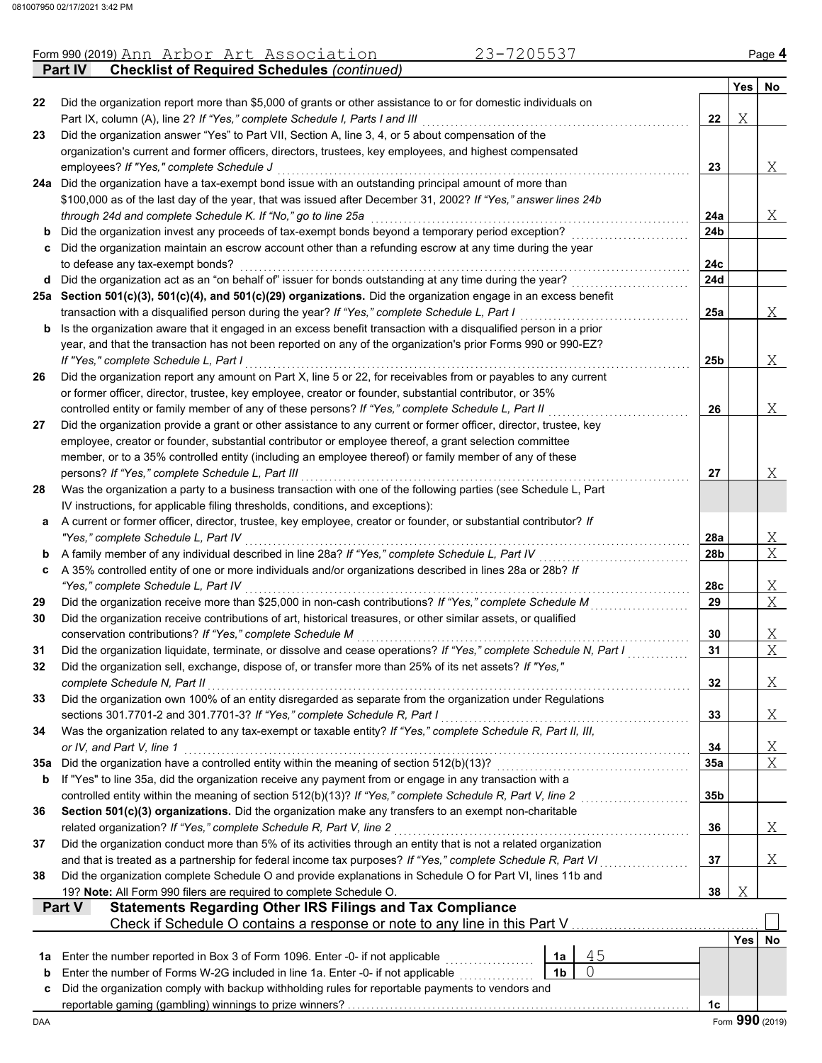Form 990 (2019) Ann Arbor Art Association 23-7205537 Page 4

**Part IV Checklist of Required Schedules** *(continued)*

| | | | Yes | No |
|---|---|---|---|---|
| 22 | Did the organization report more than $5,000 of grants or other assistance to or for domestic individuals on Part IX, column (A), line 2? *If "Yes," complete Schedule I, Parts I and III* | 22 | X | |
| 23 | Did the organization answer "Yes" to Part VII, Section A, line 3, 4, or 5 about compensation of the organization's current and former officers, directors, trustees, key employees, and highest compensated employees? *If "Yes," complete Schedule J* | 23 | | X |
| 24a | Did the organization have a tax-exempt bond issue with an outstanding principal amount of more than $100,000 as of the last day of the year, that was issued after December 31, 2002? *If "Yes," answer lines 24b through 24d and complete Schedule K. If "No," go to line 25a* | 24a | | X |
| b | Did the organization invest any proceeds of tax-exempt bonds beyond a temporary period exception? | 24b | | |
| c | Did the organization maintain an escrow account other than a refunding escrow at any time during the year to defease any tax-exempt bonds? | 24c | | |
| d | Did the organization act as an "on behalf of" issuer for bonds outstanding at any time during the year? | 24d | | |
| 25a | **Section 501(c)(3), 501(c)(4), and 501(c)(29) organizations.** Did the organization engage in an excess benefit transaction with a disqualified person during the year? *If "Yes," complete Schedule L, Part I* | 25a | | X |
| b | Is the organization aware that it engaged in an excess benefit transaction with a disqualified person in a prior year, and that the transaction has not been reported on any of the organization's prior Forms 990 or 990-EZ? *If "Yes," complete Schedule L, Part I* | 25b | | X |
| 26 | Did the organization report any amount on Part X, line 5 or 22, for receivables from or payables to any current or former officer, director, trustee, key employee, creator or founder, substantial contributor, or 35% controlled entity or family member of any of these persons? *If "Yes," complete Schedule L, Part II* | 26 | | X |
| 27 | Did the organization provide a grant or other assistance to any current or former officer, director, trustee, key employee, creator or founder, substantial contributor or employee thereof, a grant selection committee member, or to a 35% controlled entity (including an employee thereof) or family member of any of these persons? *If "Yes," complete Schedule L, Part III* | 27 | | X |
| 28 | Was the organization a party to a business transaction with one of the following parties (see Schedule L, Part IV instructions, for applicable filing thresholds, conditions, and exceptions): | | | |
| a | A current or former officer, director, trustee, key employee, creator or founder, or substantial contributor? *If "Yes," complete Schedule L, Part IV* | 28a | | X |
| b | A family member of any individual described in line 28a? *If "Yes," complete Schedule L, Part IV* | 28b | | X |
| c | A 35% controlled entity of one or more individuals and/or organizations described in lines 28a or 28b? *If "Yes," complete Schedule L, Part IV* | 28c | | X |
| 29 | Did the organization receive more than $25,000 in non-cash contributions? *If "Yes," complete Schedule M* | 29 | | X |
| 30 | Did the organization receive contributions of art, historical treasures, or other similar assets, or qualified conservation contributions? *If "Yes," complete Schedule M* | 30 | | X |
| 31 | Did the organization liquidate, terminate, or dissolve and cease operations? *If "Yes," complete Schedule N, Part I* | 31 | | X |
| 32 | Did the organization sell, exchange, dispose of, or transfer more than 25% of its net assets? *If "Yes," complete Schedule N, Part II* | 32 | | X |
| 33 | Did the organization own 100% of an entity disregarded as separate from the organization under Regulations sections 301.7701-2 and 301.7701-3? *If "Yes," complete Schedule R, Part I* | 33 | | X |
| 34 | Was the organization related to any tax-exempt or taxable entity? *If "Yes," complete Schedule R, Part II, III, or IV, and Part V, line 1* | 34 | | X |
| 35a | Did the organization have a controlled entity within the meaning of section 512(b)(13)? | 35a | | X |
| b | If "Yes" to line 35a, did the organization receive any payment from or engage in any transaction with a controlled entity within the meaning of section 512(b)(13)? *If "Yes," complete Schedule R, Part V, line 2* | 35b | | |
| 36 | **Section 501(c)(3) organizations.** Did the organization make any transfers to an exempt non-charitable related organization? *If "Yes," complete Schedule R, Part V, line 2* | 36 | | X |
| 37 | Did the organization conduct more than 5% of its activities through an entity that is not a related organization and that is treated as a partnership for federal income tax purposes? *If "Yes," complete Schedule R, Part VI* | 37 | | X |
| 38 | Did the organization complete Schedule O and provide explanations in Schedule O for Part VI, lines 11b and 19? **Note:** All Form 990 filers are required to complete Schedule O. | 38 | X | |

**Part V Statements Regarding Other IRS Filings and Tax Compliance**

Check if Schedule O contains a response or note to any line in this Part V ☐

| | | | | | Yes | No |
|---|---|---|---|---|---|---|
| 1a | Enter the number reported in Box 3 of Form 1096. Enter -0- if not applicable | 1a | 45 | | | |
| b | Enter the number of Forms W-2G included in line 1a. Enter -0- if not applicable | 1b | 0 | | | |
| c | Did the organization comply with backup withholding rules for reportable payments to vendors and reportable gaming (gambling) winnings to prize winners? | | | 1c | | |

DAA Form **990** (2019)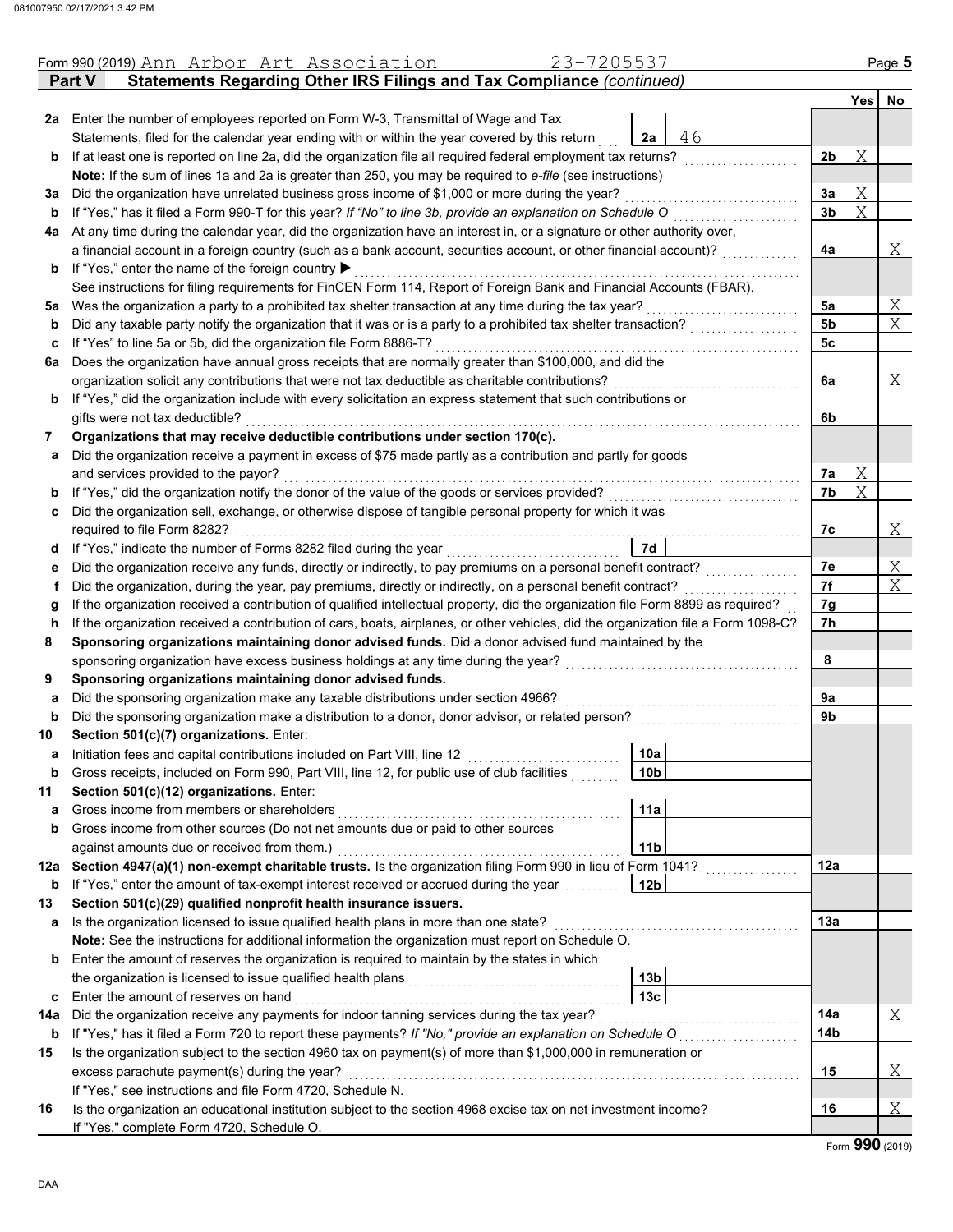Form 990 (2019) Ann Arbor Art Association 23-7205537

**Part V — Statements Regarding Other IRS Filings and Tax Compliance** *(continued)*

| | | | Yes | No |
|---|---|---|---|---|
| **2a** | Enter the number of employees reported on Form W-3, Transmittal of Wage and Tax Statements, filed for the calendar year ending with or within the year covered by this return — **2a** 46 | | | |
| **b** | If at least one is reported on line 2a, did the organization file all required federal employment tax returns? | 2b | X | |
| | **Note:** If the sum of lines 1a and 2a is greater than 250, you may be required to *e-file* (see instructions) | | | |
| **3a** | Did the organization have unrelated business gross income of $1,000 or more during the year? | 3a | X | |
| **b** | If "Yes," has it filed a Form 990-T for this year? *If "No" to line 3b, provide an explanation on Schedule O* | 3b | X | |
| **4a** | At any time during the calendar year, did the organization have an interest in, or a signature or other authority over, a financial account in a foreign country (such as a bank account, securities account, or other financial account)? | 4a | | X |
| **b** | If "Yes," enter the name of the foreign country ▶ | | | |
| | See instructions for filing requirements for FinCEN Form 114, Report of Foreign Bank and Financial Accounts (FBAR). | | | |
| **5a** | Was the organization a party to a prohibited tax shelter transaction at any time during the tax year? | 5a | | X |
| **b** | Did any taxable party notify the organization that it was or is a party to a prohibited tax shelter transaction? | 5b | | X |
| **c** | If "Yes" to line 5a or 5b, did the organization file Form 8886-T? | 5c | | |
| **6a** | Does the organization have annual gross receipts that are normally greater than $100,000, and did the organization solicit any contributions that were not tax deductible as charitable contributions? | 6a | | X |
| **b** | If "Yes," did the organization include with every solicitation an express statement that such contributions or gifts were not tax deductible? | 6b | | |
| **7** | **Organizations that may receive deductible contributions under section 170(c).** | | | |
| **a** | Did the organization receive a payment in excess of $75 made partly as a contribution and partly for goods and services provided to the payor? | 7a | X | |
| **b** | If "Yes," did the organization notify the donor of the value of the goods or services provided? | 7b | X | |
| **c** | Did the organization sell, exchange, or otherwise dispose of tangible personal property for which it was required to file Form 8282? | 7c | | X |
| **d** | If "Yes," indicate the number of Forms 8282 filed during the year — **7d** | | | |
| **e** | Did the organization receive any funds, directly or indirectly, to pay premiums on a personal benefit contract? | 7e | | X |
| **f** | Did the organization, during the year, pay premiums, directly or indirectly, on a personal benefit contract? | 7f | | X |
| **g** | If the organization received a contribution of qualified intellectual property, did the organization file Form 8899 as required? | 7g | | |
| **h** | If the organization received a contribution of cars, boats, airplanes, or other vehicles, did the organization file a Form 1098-C? | 7h | | |
| **8** | **Sponsoring organizations maintaining donor advised funds.** Did a donor advised fund maintained by the sponsoring organization have excess business holdings at any time during the year? | 8 | | |
| **9** | **Sponsoring organizations maintaining donor advised funds.** | | | |
| **a** | Did the sponsoring organization make any taxable distributions under section 4966? | 9a | | |
| **b** | Did the sponsoring organization make a distribution to a donor, donor advisor, or related person? | 9b | | |
| **10** | **Section 501(c)(7) organizations.** Enter: | | | |
| **a** | Initiation fees and capital contributions included on Part VIII, line 12 — **10a** | | | |
| **b** | Gross receipts, included on Form 990, Part VIII, line 12, for public use of club facilities — **10b** | | | |
| **11** | **Section 501(c)(12) organizations.** Enter: | | | |
| **a** | Gross income from members or shareholders — **11a** | | | |
| **b** | Gross income from other sources (Do not net amounts due or paid to other sources against amounts due or received from them.) — **11b** | | | |
| **12a** | **Section 4947(a)(1) non-exempt charitable trusts.** Is the organization filing Form 990 in lieu of Form 1041? | 12a | | |
| **b** | If "Yes," enter the amount of tax-exempt interest received or accrued during the year — **12b** | | | |
| **13** | **Section 501(c)(29) qualified nonprofit health insurance issuers.** | | | |
| **a** | Is the organization licensed to issue qualified health plans in more than one state? | 13a | | |
| | **Note:** See the instructions for additional information the organization must report on Schedule O. | | | |
| **b** | Enter the amount of reserves the organization is required to maintain by the states in which the organization is licensed to issue qualified health plans — **13b** | | | |
| **c** | Enter the amount of reserves on hand — **13c** | | | |
| **14a** | Did the organization receive any payments for indoor tanning services during the tax year? | 14a | | X |
| **b** | If "Yes," has it filed a Form 720 to report these payments? *If "No," provide an explanation on Schedule O* | 14b | | |
| **15** | Is the organization subject to the section 4960 tax on payment(s) of more than $1,000,000 in remuneration or excess parachute payment(s) during the year? | 15 | | X |
| | If "Yes," see instructions and file Form 4720, Schedule N. | | | |
| **16** | Is the organization an educational institution subject to the section 4968 excise tax on net investment income? | 16 | | X |
| | If "Yes," complete Form 4720, Schedule O. | | | |

Form **990** (2019)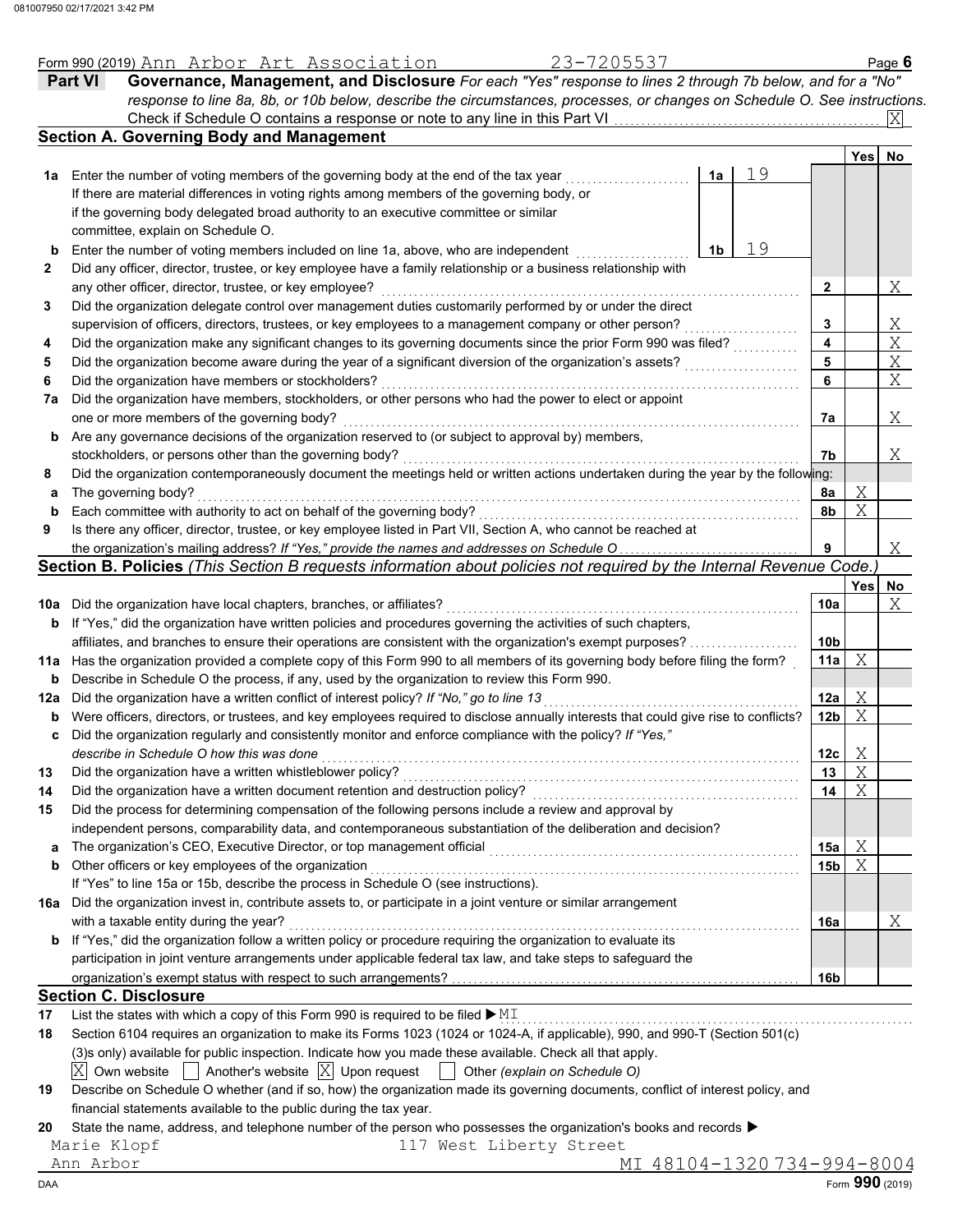Form 990 (2019) Ann Arbor Art Association 23-7205537 Page **6**

## Part VI Governance, Management, and Disclosure

*For each "Yes" response to lines 2 through 7b below, and for a "No" response to line 8a, 8b, or 10b below, describe the circumstances, processes, or changes on Schedule O. See instructions.*

Check if Schedule O contains a response or note to any line in this Part VI . . . . . . [X]

### Section A. Governing Body and Management

| | | | | Yes | No |
|---|---|---|---|---|---|
| **1a** | Enter the number of voting members of the governing body at the end of the tax year | **1a** 19 | | | |
| | If there are material differences in voting rights among members of the governing body, or if the governing body delegated broad authority to an executive committee or similar committee, explain on Schedule O. | | | | |
| **b** | Enter the number of voting members included on line 1a, above, who are independent | **1b** 19 | | | |
| **2** | Did any officer, director, trustee, or key employee have a family relationship or a business relationship with any other officer, director, trustee, or key employee? | | **2** | | X |
| **3** | Did the organization delegate control over management duties customarily performed by or under the direct supervision of officers, directors, trustees, or key employees to a management company or other person? | | **3** | | X |
| **4** | Did the organization make any significant changes to its governing documents since the prior Form 990 was filed? | | **4** | | X |
| **5** | Did the organization become aware during the year of a significant diversion of the organization's assets? | | **5** | | X |
| **6** | Did the organization have members or stockholders? | | **6** | | X |
| **7a** | Did the organization have members, stockholders, or other persons who had the power to elect or appoint one or more members of the governing body? | | **7a** | | X |
| **b** | Are any governance decisions of the organization reserved to (or subject to approval by) members, stockholders, or persons other than the governing body? | | **7b** | | X |
| **8** | Did the organization contemporaneously document the meetings held or written actions undertaken during the year by the following: | | | | |
| **a** | The governing body? | | **8a** | X | |
| **b** | Each committee with authority to act on behalf of the governing body? | | **8b** | X | |
| **9** | Is there any officer, director, trustee, or key employee listed in Part VII, Section A, who cannot be reached at the organization's mailing address? *If "Yes," provide the names and addresses on Schedule O* | | **9** | | X |

### Section B. Policies *(This Section B requests information about policies not required by the Internal Revenue Code.)*

| | | | Yes | No |
|---|---|---|---|---|
| **10a** | Did the organization have local chapters, branches, or affiliates? | **10a** | | X |
| **b** | If "Yes," did the organization have written policies and procedures governing the activities of such chapters, affiliates, and branches to ensure their operations are consistent with the organization's exempt purposes? | **10b** | | |
| **11a** | Has the organization provided a complete copy of this Form 990 to all members of its governing body before filing the form? | **11a** | X | |
| **b** | Describe in Schedule O the process, if any, used by the organization to review this Form 990. | | | |
| **12a** | Did the organization have a written conflict of interest policy? *If "No," go to line 13* | **12a** | X | |
| **b** | Were officers, directors, or trustees, and key employees required to disclose annually interests that could give rise to conflicts? | **12b** | X | |
| **c** | Did the organization regularly and consistently monitor and enforce compliance with the policy? *If "Yes," describe in Schedule O how this was done* | **12c** | X | |
| **13** | Did the organization have a written whistleblower policy? | **13** | X | |
| **14** | Did the organization have a written document retention and destruction policy? | **14** | X | |
| **15** | Did the process for determining compensation of the following persons include a review and approval by independent persons, comparability data, and contemporaneous substantiation of the deliberation and decision? | | | |
| **a** | The organization's CEO, Executive Director, or top management official | **15a** | X | |
| **b** | Other officers or key employees of the organization | **15b** | X | |
| | If "Yes" to line 15a or 15b, describe the process in Schedule O (see instructions). | | | |
| **16a** | Did the organization invest in, contribute assets to, or participate in a joint venture or similar arrangement with a taxable entity during the year? | **16a** | | X |
| **b** | If "Yes," did the organization follow a written policy or procedure requiring the organization to evaluate its participation in joint venture arrangements under applicable federal tax law, and take steps to safeguard the organization's exempt status with respect to such arrangements? | **16b** | | |

### Section C. Disclosure

**17** List the states with which a copy of this Form 990 is required to be filed ▶ MI

**18** Section 6104 requires an organization to make its Forms 1023 (1024 or 1024-A, if applicable), 990, and 990-T (Section 501(c)(3)s only) available for public inspection. Indicate how you made these available. Check all that apply.

[X] Own website [ ] Another's website [X] Upon request [ ] Other *(explain on Schedule O)*

**19** Describe on Schedule O whether (and if so, how) the organization made its governing documents, conflict of interest policy, and financial statements available to the public during the tax year.

**20** State the name, address, and telephone number of the person who possesses the organization's books and records ▶

Marie Klopf 117 West Liberty Street
Ann Arbor MI 48104-1320 734-994-8004

Form **990** (2019)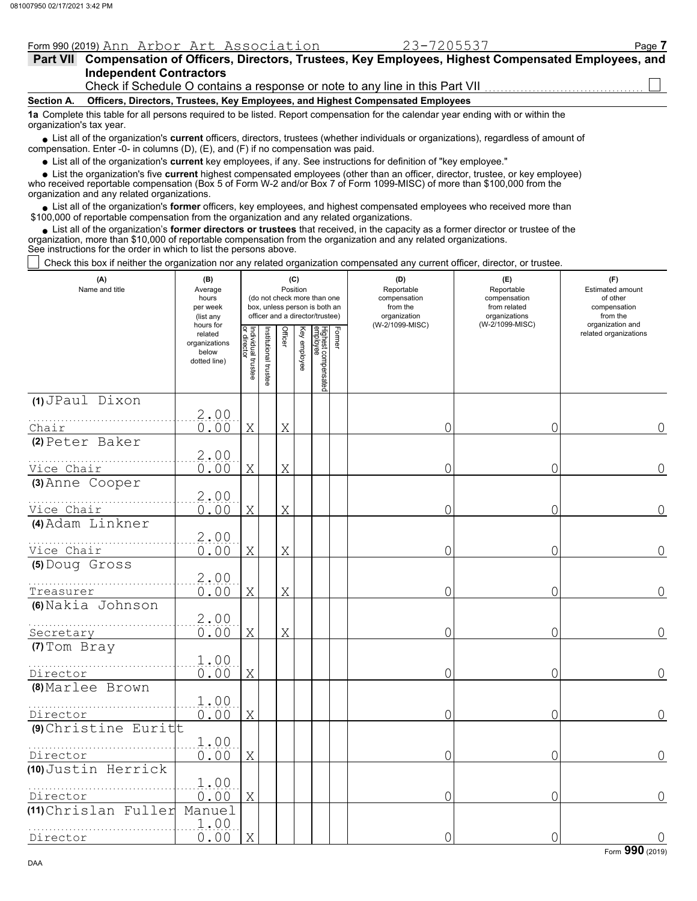Form 990 (2019) Ann Arbor Art Association 23-7205537 Page **7**

## Part VII Compensation of Officers, Directors, Trustees, Key Employees, Highest Compensated Employees, and Independent Contractors

Check if Schedule O contains a response or note to any line in this Part VII . . . . . . . . . . . . . . . . . . . . . . . . . . ☐

### Section A. Officers, Directors, Trustees, Key Employees, and Highest Compensated Employees

**1a** Complete this table for all persons required to be listed. Report compensation for the calendar year ending with or within the organization's tax year.

- List all of the organization's **current** officers, directors, trustees (whether individuals or organizations), regardless of amount of compensation. Enter -0- in columns (D), (E), and (F) if no compensation was paid.
- List all of the organization's **current** key employees, if any. See instructions for definition of "key employee."
- List the organization's five **current** highest compensated employees (other than an officer, director, trustee, or key employee) who received reportable compensation (Box 5 of Form W-2 and/or Box 7 of Form 1099-MISC) of more than $100,000 from the organization and any related organizations.
- List all of the organization's **former** officers, key employees, and highest compensated employees who received more than $100,000 of reportable compensation from the organization and any related organizations.
- List all of the organization's **former directors or trustees** that received, in the capacity as a former director or trustee of the organization, more than $10,000 of reportable compensation from the organization and any related organizations.

See instructions for the order in which to list the persons above.

☐ Check this box if neither the organization nor any related organization compensated any current officer, director, or trustee.

| (A) Name and title | (B) Average hours per week (list any hours for related organizations below dotted line) | (C) Position: Individual trustee or director | Institutional trustee | Officer | Key employee | Highest compensated employee | Former | (D) Reportable compensation from the organization (W-2/1099-MISC) | (E) Reportable compensation from related organizations (W-2/1099-MISC) | (F) Estimated amount of other compensation from the organization and related organizations |
|---|---|---|---|---|---|---|---|---|---|---|
| (1) JPaul Dixon<br>Chair | 2.00<br>0.00 | X | | X | | | | 0 | 0 | 0 |
| (2) Peter Baker<br>Vice Chair | 2.00<br>0.00 | X | | X | | | | 0 | 0 | 0 |
| (3) Anne Cooper<br>Vice Chair | 2.00<br>0.00 | X | | X | | | | 0 | 0 | 0 |
| (4) Adam Linkner<br>Vice Chair | 2.00<br>0.00 | X | | X | | | | 0 | 0 | 0 |
| (5) Doug Gross<br>Treasurer | 2.00<br>0.00 | X | | X | | | | 0 | 0 | 0 |
| (6) Nakia Johnson<br>Secretary | 2.00<br>0.00 | X | | X | | | | 0 | 0 | 0 |
| (7) Tom Bray<br>Director | 1.00<br>0.00 | X | | | | | | 0 | 0 | 0 |
| (8) Marlee Brown<br>Director | 1.00<br>0.00 | X | | | | | | 0 | 0 | 0 |
| (9) Christine Euritt<br>Director | 1.00<br>0.00 | X | | | | | | 0 | 0 | 0 |
| (10) Justin Herrick<br>Director | 1.00<br>0.00 | X | | | | | | 0 | 0 | 0 |
| (11) Chrislan Fuller Manuel<br>Director | 1.00<br>0.00 | X | | | | | | 0 | 0 | 0 |

Form **990** (2019)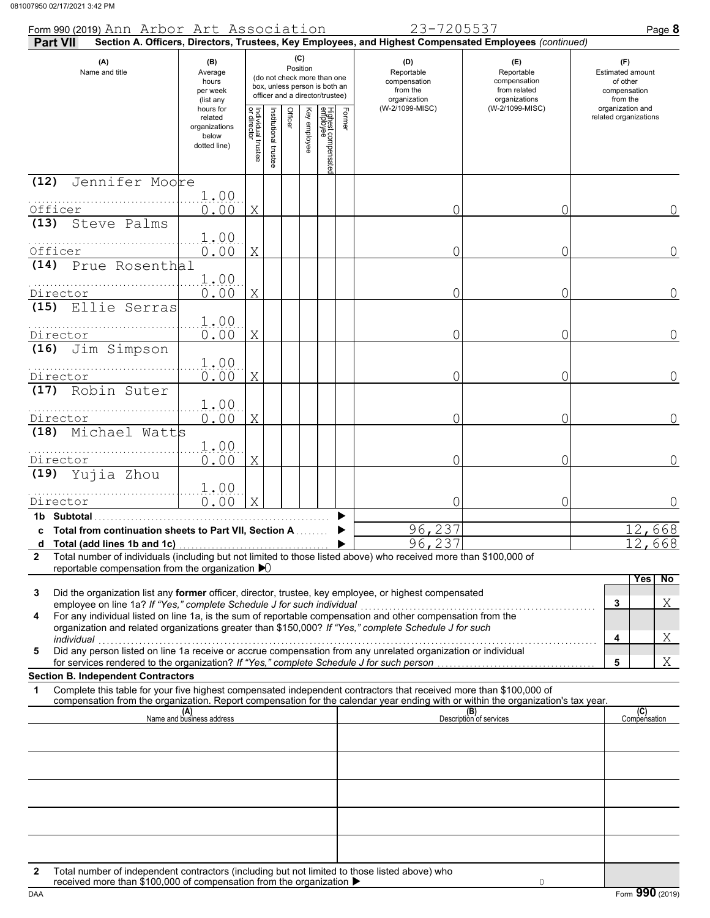Form 990 (2019) Ann Arbor Art Association 23-7205537 Page 8

**Part VII Section A. Officers, Directors, Trustees, Key Employees, and Highest Compensated Employees** *(continued)*

| (A) Name and title | (B) Average hours per week (list any hours for related organizations below dotted line) | (C) Position: Individual trustee or director | Institutional trustee | Officer | Key employee | Highest compensated employee | Former | (D) Reportable compensation from the organization (W-2/1099-MISC) | (E) Reportable compensation from related organizations (W-2/1099-MISC) | (F) Estimated amount of other compensation from the organization and related organizations |
|---|---|---|---|---|---|---|---|---|---|---|
| (12) Jennifer Moore<br>Officer | 1.00<br>0.00 | X | | | | | | 0 | 0 | 0 |
| (13) Steve Palms<br>Officer | 1.00<br>0.00 | X | | | | | | 0 | 0 | 0 |
| (14) Prue Rosenthal<br>Director | 1.00<br>0.00 | X | | | | | | 0 | 0 | 0 |
| (15) Ellie Serras<br>Director | 1.00<br>0.00 | X | | | | | | 0 | 0 | 0 |
| (16) Jim Simpson<br>Director | 1.00<br>0.00 | X | | | | | | 0 | 0 | 0 |
| (17) Robin Suter<br>Director | 1.00<br>0.00 | X | | | | | | 0 | 0 | 0 |
| (18) Michael Watts<br>Director | 1.00<br>0.00 | X | | | | | | 0 | 0 | 0 |
| (19) Yujia Zhou<br>Director | 1.00<br>0.00 | X | | | | | | 0 | 0 | 0 |
| 1b Subtotal | | | | | | | | | | |
| c Total from continuation sheets to Part VII, Section A | | | | | | | | 96,237 | | 12,668 |
| d Total (add lines 1b and 1c) | | | | | | | | 96,237 | | 12,668 |

2 Total number of individuals (including but not limited to those listed above) who received more than $100,000 of reportable compensation from the organization ▶ 0

| | | Yes | No |
|---|---|---|---|
| 3 Did the organization list any **former** officer, director, trustee, key employee, or highest compensated employee on line 1a? *If "Yes," complete Schedule J for such individual* | 3 | | X |
| 4 For any individual listed on line 1a, is the sum of reportable compensation and other compensation from the organization and related organizations greater than $150,000? *If "Yes," complete Schedule J for such individual* | 4 | | X |
| 5 Did any person listed on line 1a receive or accrue compensation from any unrelated organization or individual for services rendered to the organization? *If "Yes," complete Schedule J for such person* | 5 | | X |

**Section B. Independent Contractors**

1 Complete this table for your five highest compensated independent contractors that received more than $100,000 of compensation from the organization. Report compensation for the calendar year ending with or within the organization's tax year.

| (A) Name and business address | (B) Description of services | (C) Compensation |
|---|---|---|
| | | |
| | | |
| | | |
| | | |
| | | |

2 Total number of independent contractors (including but not limited to those listed above) who received more than $100,000 of compensation from the organization ▶ 0

Form **990** (2019)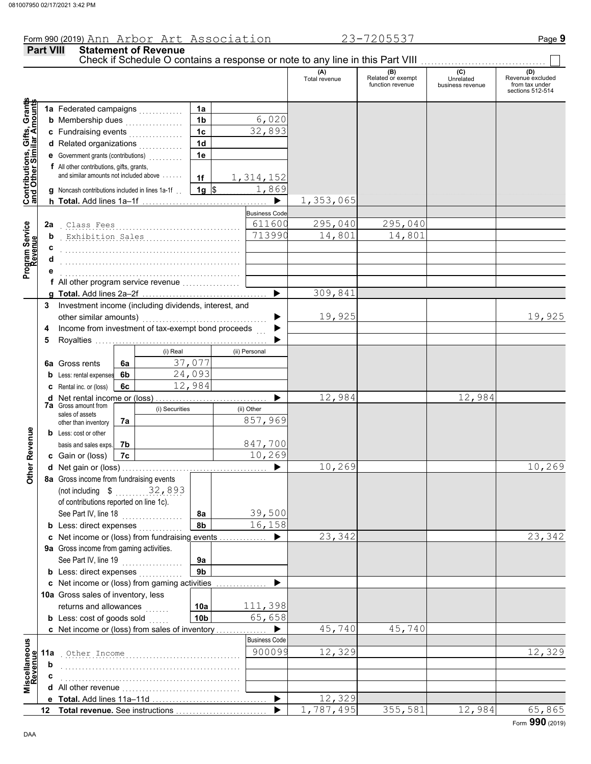Form 990 (2019) Ann Arbor Art Association 23-7205537

## Part VIII Statement of Revenue

Check if Schedule O contains a response or note to any line in this Part VIII ☐

| | | | (A) Total revenue | (B) Related or exempt function revenue | (C) Unrelated business revenue | (D) Revenue excluded from tax under sections 512-514 |
|---|---|---|---|---|---|---|
| **Contributions, Gifts, Grants and Other Similar Amounts** | 1a Federated campaigns | 1a | | | | |
| | b Membership dues | 1b 6,020 | | | | |
| | c Fundraising events | 1c 32,893 | | | | |
| | d Related organizations | 1d | | | | |
| | e Government grants (contributions) | 1e | | | | |
| | f All other contributions, gifts, grants, and similar amounts not included above | 1f 1,314,152 | | | | |
| | g Noncash contributions included in lines 1a-1f | 1g $ 1,869 | | | | |
| | h **Total.** Add lines 1a–1f | ▶ | 1,353,065 | | | |
| **Program Service Revenue** | | Business Code | | | | |
| | 2a Class Fees | 611600 | 295,040 | 295,040 | | |
| | b Exhibition Sales | 713990 | 14,801 | 14,801 | | |
| | c | | | | | |
| | d | | | | | |
| | e | | | | | |
| | f All other program service revenue | | | | | |
| | g **Total.** Add lines 2a–2f | ▶ | 309,841 | | | |
| **Other Revenue** | 3 Investment income (including dividends, interest, and other similar amounts) | ▶ | 19,925 | | | 19,925 |
| | 4 Income from investment of tax-exempt bond proceeds | ▶ | | | | |
| | 5 Royalties | ▶ | | | | |
| | | (i) Real / (ii) Personal | | | | |
| | 6a Gross rents | 6a (i) 37,077 | | | | |
| | b Less: rental expenses | 6b (i) 24,093 | | | | |
| | c Rental inc. or (loss) | 6c (i) 12,984 | | | | |
| | d Net rental income or (loss) | ▶ | 12,984 | | 12,984 | |
| | 7a Gross amount from sales of assets other than inventory | 7a (i) Securities: — ; (ii) Other: 857,969 | | | | |
| | b Less: cost or other basis and sales exps. | 7b (ii) Other: 847,700 | | | | |
| | c Gain or (loss) | 7c (ii) Other: 10,269 | | | | |
| | d Net gain or (loss) | ▶ | 10,269 | | | 10,269 |
| | 8a Gross income from fundraising events (not including $ 32,893 of contributions reported on line 1c). See Part IV, line 18 | 8a 39,500 | | | | |
| | b Less: direct expenses | 8b 16,158 | | | | |
| | c Net income or (loss) from fundraising events | ▶ | 23,342 | | | 23,342 |
| | 9a Gross income from gaming activities. See Part IV, line 19 | 9a | | | | |
| | b Less: direct expenses | 9b | | | | |
| | c Net income or (loss) from gaming activities | ▶ | | | | |
| | 10a Gross sales of inventory, less returns and allowances | 10a 111,398 | | | | |
| | b Less: cost of goods sold | 10b 65,658 | | | | |
| | c Net income or (loss) from sales of inventory | ▶ | 45,740 | 45,740 | | |
| **Miscellaneous Revenue** | | Business Code | | | | |
| | 11a Other Income | 900099 | 12,329 | | | 12,329 |
| | b | | | | | |
| | c | | | | | |
| | d All other revenue | | | | | |
| | e **Total.** Add lines 11a–11d | ▶ | 12,329 | | | |
| | 12 **Total revenue.** See instructions | ▶ | 1,787,495 | 355,581 | 12,984 | 65,865 |

Form **990** (2019)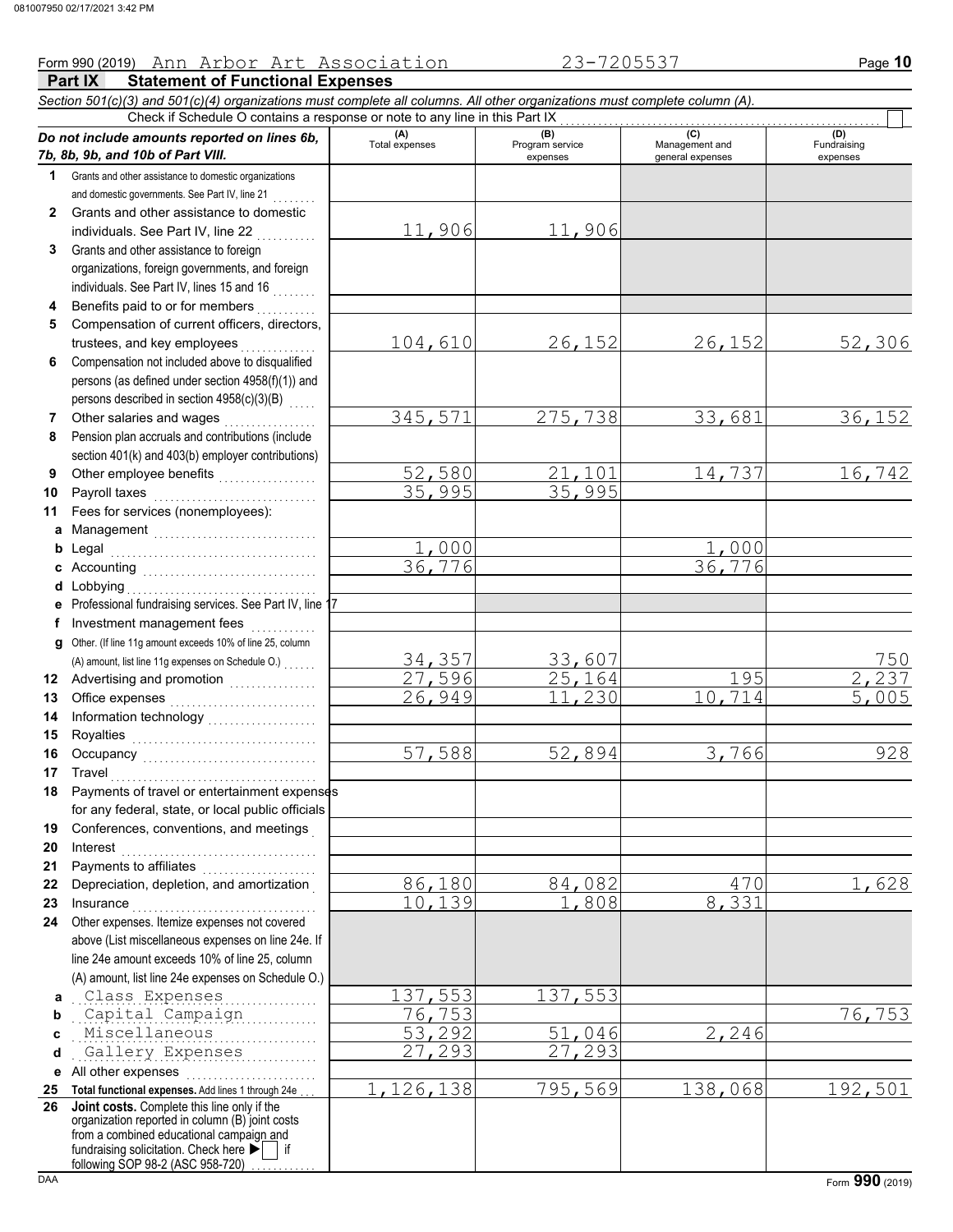Form 990 (2019) Ann Arbor Art Association 23-7205537

## Part IX Statement of Functional Expenses

*Section 501(c)(3) and 501(c)(4) organizations must complete all columns. All other organizations must complete column (A).*

Check if Schedule O contains a response or note to any line in this Part IX ☐

| *Do not include amounts reported on lines 6b, 7b, 8b, 9b, and 10b of Part VIII.* | (A) Total expenses | (B) Program service expenses | (C) Management and general expenses | (D) Fundraising expenses |
|---|---|---|---|---|
| **1** Grants and other assistance to domestic organizations and domestic governments. See Part IV, line 21 | | | | |
| **2** Grants and other assistance to domestic individuals. See Part IV, line 22 | 11,906 | 11,906 | | |
| **3** Grants and other assistance to foreign organizations, foreign governments, and foreign individuals. See Part IV, lines 15 and 16 | | | | |
| **4** Benefits paid to or for members | | | | |
| **5** Compensation of current officers, directors, trustees, and key employees | 104,610 | 26,152 | 26,152 | 52,306 |
| **6** Compensation not included above to disqualified persons (as defined under section 4958(f)(1)) and persons described in section 4958(c)(3)(B) | | | | |
| **7** Other salaries and wages | 345,571 | 275,738 | 33,681 | 36,152 |
| **8** Pension plan accruals and contributions (include section 401(k) and 403(b) employer contributions) | | | | |
| **9** Other employee benefits | 52,580 | 21,101 | 14,737 | 16,742 |
| **10** Payroll taxes | 35,995 | 35,995 | | |
| **11** Fees for services (nonemployees): | | | | |
| **a** Management | | | | |
| **b** Legal | 1,000 | | 1,000 | |
| **c** Accounting | 36,776 | | 36,776 | |
| **d** Lobbying | | | | |
| **e** Professional fundraising services. See Part IV, line 17 | | | | |
| **f** Investment management fees | | | | |
| **g** Other. (If line 11g amount exceeds 10% of line 25, column (A) amount, list line 11g expenses on Schedule O.) | 34,357 | 33,607 | | 750 |
| **12** Advertising and promotion | 27,596 | 25,164 | 195 | 2,237 |
| **13** Office expenses | 26,949 | 11,230 | 10,714 | 5,005 |
| **14** Information technology | | | | |
| **15** Royalties | | | | |
| **16** Occupancy | 57,588 | 52,894 | 3,766 | 928 |
| **17** Travel | | | | |
| **18** Payments of travel or entertainment expenses for any federal, state, or local public officials | | | | |
| **19** Conferences, conventions, and meetings | | | | |
| **20** Interest | | | | |
| **21** Payments to affiliates | | | | |
| **22** Depreciation, depletion, and amortization | 86,180 | 84,082 | 470 | 1,628 |
| **23** Insurance | 10,139 | 1,808 | 8,331 | |
| **24** Other expenses. Itemize expenses not covered above (List miscellaneous expenses on line 24e. If line 24e amount exceeds 10% of line 25, column (A) amount, list line 24e expenses on Schedule O.) | | | | |
| **a** Class Expenses | 137,553 | 137,553 | | |
| **b** Capital Campaign | 76,753 | | | 76,753 |
| **c** Miscellaneous | 53,292 | 51,046 | 2,246 | |
| **d** Gallery Expenses | 27,293 | 27,293 | | |
| **e** All other expenses | | | | |
| **25 Total functional expenses.** Add lines 1 through 24e | 1,126,138 | 795,569 | 138,068 | 192,501 |
| **26 Joint costs.** Complete this line only if the organization reported in column (B) joint costs from a combined educational campaign and fundraising solicitation. Check here ▶ ☐ if following SOP 98-2 (ASC 958-720) | | | | |

DAA Form **990** (2019)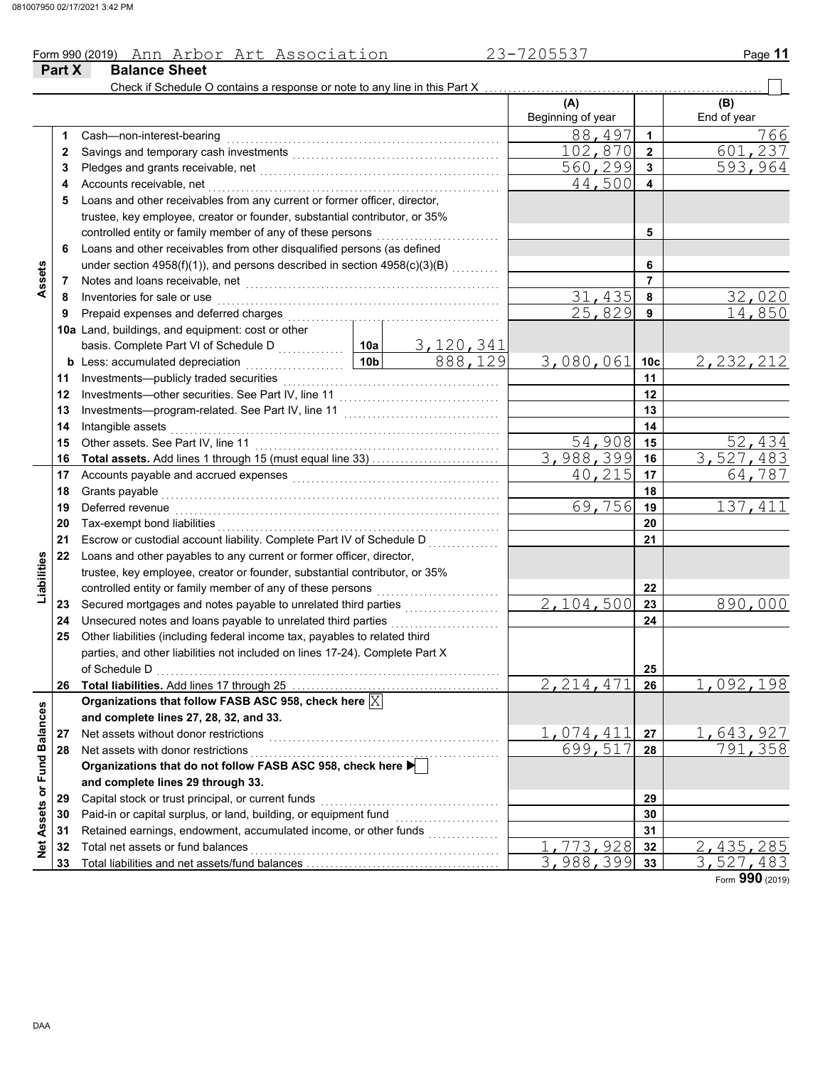Form 990 (2019) Ann Arbor Art Association 23-7205537

## Part X Balance Sheet

Check if Schedule O contains a response or note to any line in this Part X [ ]

| | | | | (A) Beginning of year | | (B) End of year |
|---|---|---|---|---|---|---|
| **Assets** | 1 | Cash—non-interest-bearing | | 88,497 | 1 | 766 |
| | 2 | Savings and temporary cash investments | | 102,870 | 2 | 601,237 |
| | 3 | Pledges and grants receivable, net | | 560,299 | 3 | 593,964 |
| | 4 | Accounts receivable, net | | 44,500 | 4 | |
| | 5 | Loans and other receivables from any current or former officer, director, trustee, key employee, creator or founder, substantial contributor, or 35% controlled entity or family member of any of these persons | | | 5 | |
| | 6 | Loans and other receivables from other disqualified persons (as defined under section 4958(f)(1)), and persons described in section 4958(c)(3)(B) | | | 6 | |
| | 7 | Notes and loans receivable, net | | | 7 | |
| | 8 | Inventories for sale or use | | 31,435 | 8 | 32,020 |
| | 9 | Prepaid expenses and deferred charges | | 25,829 | 9 | 14,850 |
| | 10a | Land, buildings, and equipment: cost or other basis. Complete Part VI of Schedule D | 10a 3,120,341 | | | |
| | b | Less: accumulated depreciation | 10b 888,129 | 3,080,061 | 10c | 2,232,212 |
| | 11 | Investments—publicly traded securities | | | 11 | |
| | 12 | Investments—other securities. See Part IV, line 11 | | | 12 | |
| | 13 | Investments—program-related. See Part IV, line 11 | | | 13 | |
| | 14 | Intangible assets | | | 14 | |
| | 15 | Other assets. See Part IV, line 11 | | 54,908 | 15 | 52,434 |
| | 16 | **Total assets.** Add lines 1 through 15 (must equal line 33) | | 3,988,399 | 16 | 3,527,483 |
| **Liabilities** | 17 | Accounts payable and accrued expenses | | 40,215 | 17 | 64,787 |
| | 18 | Grants payable | | | 18 | |
| | 19 | Deferred revenue | | 69,756 | 19 | 137,411 |
| | 20 | Tax-exempt bond liabilities | | | 20 | |
| | 21 | Escrow or custodial account liability. Complete Part IV of Schedule D | | | 21 | |
| | 22 | Loans and other payables to any current or former officer, director, trustee, key employee, creator or founder, substantial contributor, or 35% controlled entity or family member of any of these persons | | | 22 | |
| | 23 | Secured mortgages and notes payable to unrelated third parties | | 2,104,500 | 23 | 890,000 |
| | 24 | Unsecured notes and loans payable to unrelated third parties | | | 24 | |
| | 25 | Other liabilities (including federal income tax, payables to related third parties, and other liabilities not included on lines 17-24). Complete Part X of Schedule D | | | 25 | |
| | 26 | **Total liabilities.** Add lines 17 through 25 | | 2,214,471 | 26 | 1,092,198 |
| **Net Assets or Fund Balances** | | **Organizations that follow FASB ASC 958, check here** [X] **and complete lines 27, 28, 32, and 33.** | | | | |
| | 27 | Net assets without donor restrictions | | 1,074,411 | 27 | 1,643,927 |
| | 28 | Net assets with donor restrictions | | 699,517 | 28 | 791,358 |
| | | **Organizations that do not follow FASB ASC 958, check here** [ ] **and complete lines 29 through 33.** | | | | |
| | 29 | Capital stock or trust principal, or current funds | | | 29 | |
| | 30 | Paid-in or capital surplus, or land, building, or equipment fund | | | 30 | |
| | 31 | Retained earnings, endowment, accumulated income, or other funds | | | 31 | |
| | 32 | Total net assets or fund balances | | 1,773,928 | 32 | 2,435,285 |
| | 33 | Total liabilities and net assets/fund balances | | 3,988,399 | 33 | 3,527,483 |

Form **990** (2019)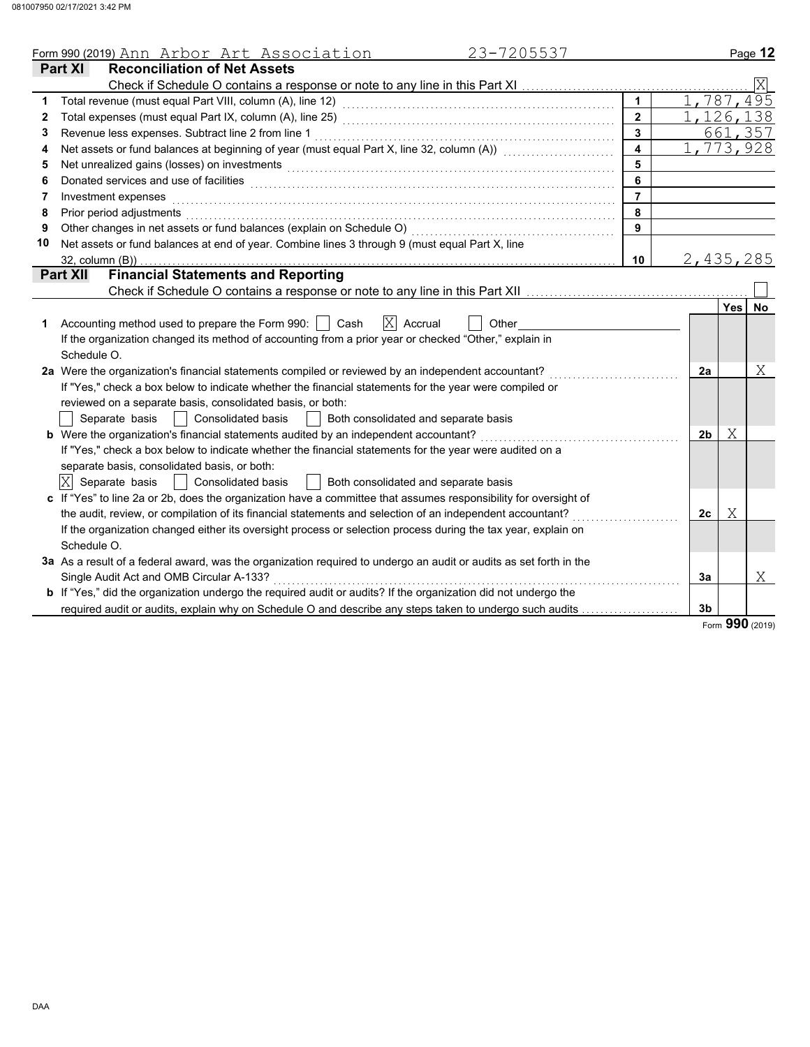Form 990 (2019) Ann Arbor Art Association 23-7205537 Page 12

## Part XI Reconciliation of Net Assets

Check if Schedule O contains a response or note to any line in this Part XI .......... [X]

| | | | |
|---|---|---|---|
| 1 | Total revenue (must equal Part VIII, column (A), line 12) | 1 | 1,787,495 |
| 2 | Total expenses (must equal Part IX, column (A), line 25) | 2 | 1,126,138 |
| 3 | Revenue less expenses. Subtract line 2 from line 1 | 3 | 661,357 |
| 4 | Net assets or fund balances at beginning of year (must equal Part X, line 32, column (A)) | 4 | 1,773,928 |
| 5 | Net unrealized gains (losses) on investments | 5 | |
| 6 | Donated services and use of facilities | 6 | |
| 7 | Investment expenses | 7 | |
| 8 | Prior period adjustments | 8 | |
| 9 | Other changes in net assets or fund balances (explain on Schedule O) | 9 | |
| 10 | Net assets or fund balances at end of year. Combine lines 3 through 9 (must equal Part X, line 32, column (B)) | 10 | 2,435,285 |

## Part XII Financial Statements and Reporting

Check if Schedule O contains a response or note to any line in this Part XII .......... [ ]

| | | | Yes | No |
|---|---|---|---|---|
| 1 | Accounting method used to prepare the Form 990: [ ] Cash [X] Accrual [ ] Other<br>If the organization changed its method of accounting from a prior year or checked "Other," explain in Schedule O. | | | |
| 2a | Were the organization's financial statements compiled or reviewed by an independent accountant?<br>If "Yes," check a box below to indicate whether the financial statements for the year were compiled or reviewed on a separate basis, consolidated basis, or both:<br>[ ] Separate basis [ ] Consolidated basis [ ] Both consolidated and separate basis | 2a | | X |
| b | Were the organization's financial statements audited by an independent accountant?<br>If "Yes," check a box below to indicate whether the financial statements for the year were audited on a separate basis, consolidated basis, or both:<br>[X] Separate basis [ ] Consolidated basis [ ] Both consolidated and separate basis | 2b | X | |
| c | If "Yes" to line 2a or 2b, does the organization have a committee that assumes responsibility for oversight of the audit, review, or compilation of its financial statements and selection of an independent accountant?<br>If the organization changed either its oversight process or selection process during the tax year, explain on Schedule O. | 2c | X | |
| 3a | As a result of a federal award, was the organization required to undergo an audit or audits as set forth in the Single Audit Act and OMB Circular A-133? | 3a | | X |
| b | If "Yes," did the organization undergo the required audit or audits? If the organization did not undergo the required audit or audits, explain why on Schedule O and describe any steps taken to undergo such audits | 3b | | |

Form **990** (2019)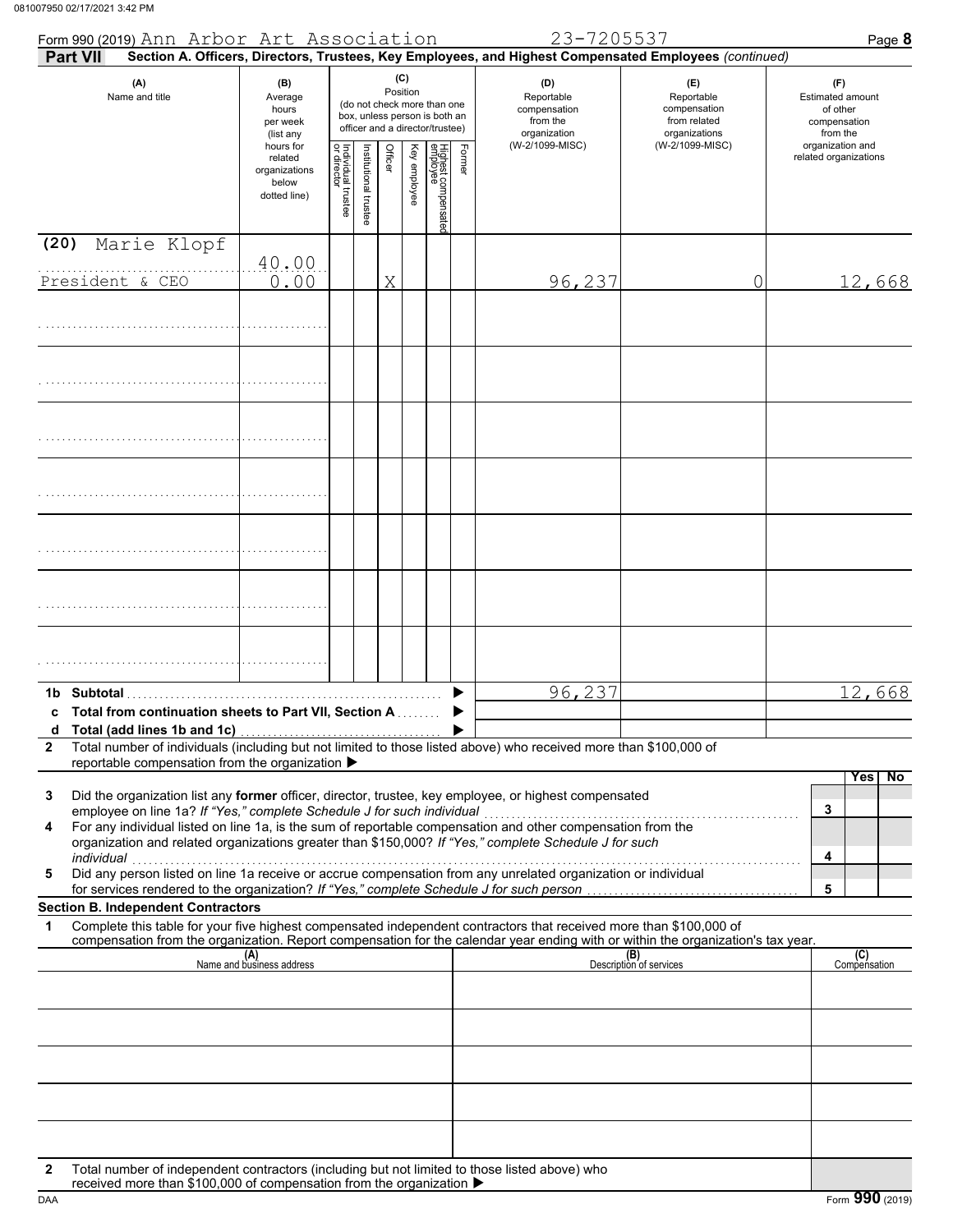Form 990 (2019) Ann Arbor Art Association 23-7205537 Page **8**

## Part VII Section A. Officers, Directors, Trustees, Key Employees, and Highest Compensated Employees *(continued)*

| (A) Name and title | (B) Average hours per week (list any hours for related organizations below dotted line) | (C) Position: Individual trustee or director | Institutional trustee | Officer | Key employee | Highest compensated employee | Former | (D) Reportable compensation from the organization (W-2/1099-MISC) | (E) Reportable compensation from related organizations (W-2/1099-MISC) | (F) Estimated amount of other compensation from the organization and related organizations |
|---|---|---|---|---|---|---|---|---|---|---|
| (20) Marie Klopf<br>President & CEO | 40.00<br>0.00 | | | X | | | | 96,237 | 0 | 12,668 |
| | | | | | | | | | | |
| | | | | | | | | | | |
| | | | | | | | | | | |
| | | | | | | | | | | |
| | | | | | | | | | | |
| | | | | | | | | | | |
| | | | | | | | | | | |
| **1b Subtotal** | | | | | | | | 96,237 | | 12,668 |
| **c Total from continuation sheets to Part VII, Section A** | | | | | | | | | | |
| **d Total (add lines 1b and 1c)** | | | | | | | | | | |

**2** Total number of individuals (including but not limited to those listed above) who received more than $100,000 of reportable compensation from the organization ▶

| | | | Yes | No |
|---|---|---|---|---|
| **3** | Did the organization list any **former** officer, director, trustee, key employee, or highest compensated employee on line 1a? *If "Yes," complete Schedule J for such individual* | 3 | | |
| **4** | For any individual listed on line 1a, is the sum of reportable compensation and other compensation from the organization and related organizations greater than $150,000? *If "Yes," complete Schedule J for such individual* | 4 | | |
| **5** | Did any person listed on line 1a receive or accrue compensation from any unrelated organization or individual for services rendered to the organization? *If "Yes," complete Schedule J for such person* | 5 | | |

### Section B. Independent Contractors

**1** Complete this table for your five highest compensated independent contractors that received more than $100,000 of compensation from the organization. Report compensation for the calendar year ending with or within the organization's tax year.

| (A) Name and business address | (B) Description of services | (C) Compensation |
|---|---|---|
| | | |
| | | |
| | | |
| | | |
| | | |

**2** Total number of independent contractors (including but not limited to those listed above) who received more than $100,000 of compensation from the organization ▶

DAA Form **990** (2019)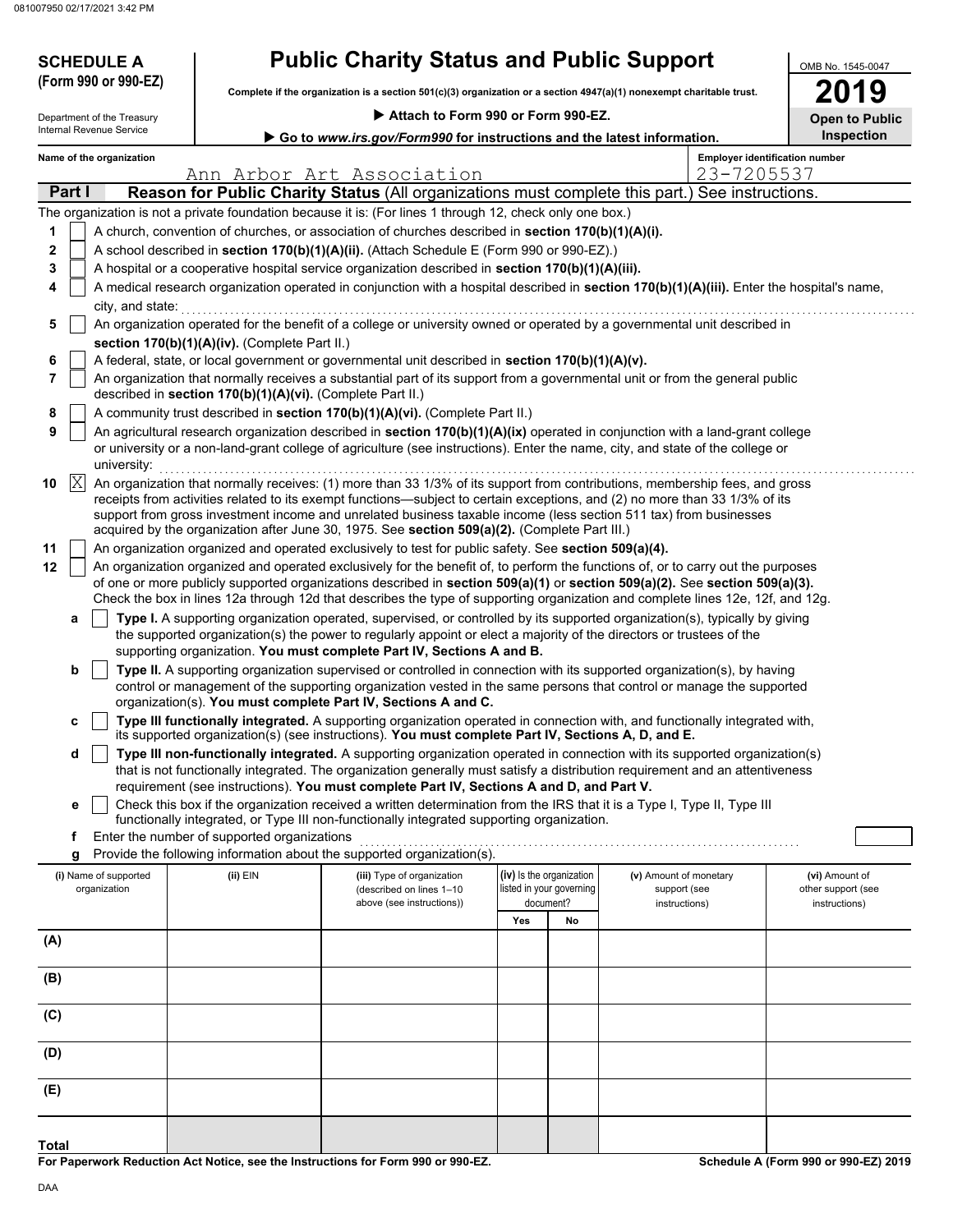081007950 02/17/2021 3:42 PM

# SCHEDULE A (Form 990 or 990-EZ)

Department of the Treasury
Internal Revenue Service

## Public Charity Status and Public Support

**Complete if the organization is a section 501(c)(3) organization or a section 4947(a)(1) nonexempt charitable trust.**

▶ **Attach to Form 990 or Form 990-EZ.**

▶ **Go to *www.irs.gov/Form990* for instructions and the latest information.**

OMB No. 1545-0047

**2019**

**Open to Public Inspection**

Name of the organization: Ann Arbor Art Association

Employer identification number: 23-7205537

### Part I — Reason for Public Charity Status (All organizations must complete this part.) See instructions.

The organization is not a private foundation because it is: (For lines 1 through 12, check only one box.)

1. [ ] A church, convention of churches, or association of churches described in **section 170(b)(1)(A)(i).**
2. [ ] A school described in **section 170(b)(1)(A)(ii).** (Attach Schedule E (Form 990 or 990-EZ).)
3. [ ] A hospital or a cooperative hospital service organization described in **section 170(b)(1)(A)(iii).**
4. [ ] A medical research organization operated in conjunction with a hospital described in **section 170(b)(1)(A)(iii).** Enter the hospital's name, city, and state:
5. [ ] An organization operated for the benefit of a college or university owned or operated by a governmental unit described in **section 170(b)(1)(A)(iv).** (Complete Part II.)
6. [ ] A federal, state, or local government or governmental unit described in **section 170(b)(1)(A)(v).**
7. [ ] An organization that normally receives a substantial part of its support from a governmental unit or from the general public described in **section 170(b)(1)(A)(vi).** (Complete Part II.)
8. [ ] A community trust described in **section 170(b)(1)(A)(vi).** (Complete Part II.)
9. [ ] An agricultural research organization described in **section 170(b)(1)(A)(ix)** operated in conjunction with a land-grant college or university or a non-land-grant college of agriculture (see instructions). Enter the name, city, and state of the college or university:
10. [X] An organization that normally receives: (1) more than 33 1/3% of its support from contributions, membership fees, and gross receipts from activities related to its exempt functions—subject to certain exceptions, and (2) no more than 33 1/3% of its support from gross investment income and unrelated business taxable income (less section 511 tax) from businesses acquired by the organization after June 30, 1975. See **section 509(a)(2).** (Complete Part III.)
11. [ ] An organization organized and operated exclusively to test for public safety. See **section 509(a)(4).**
12. [ ] An organization organized and operated exclusively for the benefit of, to perform the functions of, or to carry out the purposes of one or more publicly supported organizations described in **section 509(a)(1)** or **section 509(a)(2).** See **section 509(a)(3).** Check the box in lines 12a through 12d that describes the type of supporting organization and complete lines 12e, 12f, and 12g.
   - **a** [ ] **Type I.** A supporting organization operated, supervised, or controlled by its supported organization(s), typically by giving the supported organization(s) the power to regularly appoint or elect a majority of the directors or trustees of the supporting organization. **You must complete Part IV, Sections A and B.**
   - **b** [ ] **Type II.** A supporting organization supervised or controlled in connection with its supported organization(s), by having control or management of the supporting organization vested in the same persons that control or manage the supported organization(s). **You must complete Part IV, Sections A and C.**
   - **c** [ ] **Type III functionally integrated.** A supporting organization operated in connection with, and functionally integrated with, its supported organization(s) (see instructions). **You must complete Part IV, Sections A, D, and E.**
   - **d** [ ] **Type III non-functionally integrated.** A supporting organization operated in connection with its supported organization(s) that is not functionally integrated. The organization generally must satisfy a distribution requirement and an attentiveness requirement (see instructions). **You must complete Part IV, Sections A and D, and Part V.**
   - **e** [ ] Check this box if the organization received a written determination from the IRS that it is a Type I, Type II, Type III functionally integrated, or Type III non-functionally integrated supporting organization.
   - **f** Enter the number of supported organizations
   - **g** Provide the following information about the supported organization(s).

| | (i) Name of supported organization | (ii) EIN | (iii) Type of organization (described on lines 1–10 above (see instructions)) | (iv) Is the organization listed in your governing document? Yes | No | (v) Amount of monetary support (see instructions) | (vi) Amount of other support (see instructions) |
|---|---|---|---|---|---|---|---|
| (A) | | | | | | | |
| (B) | | | | | | | |
| (C) | | | | | | | |
| (D) | | | | | | | |
| (E) | | | | | | | |
| **Total** | | | | | | | |

**For Paperwork Reduction Act Notice, see the Instructions for Form 990 or 990-EZ.**

**Schedule A (Form 990 or 990-EZ) 2019**

DAA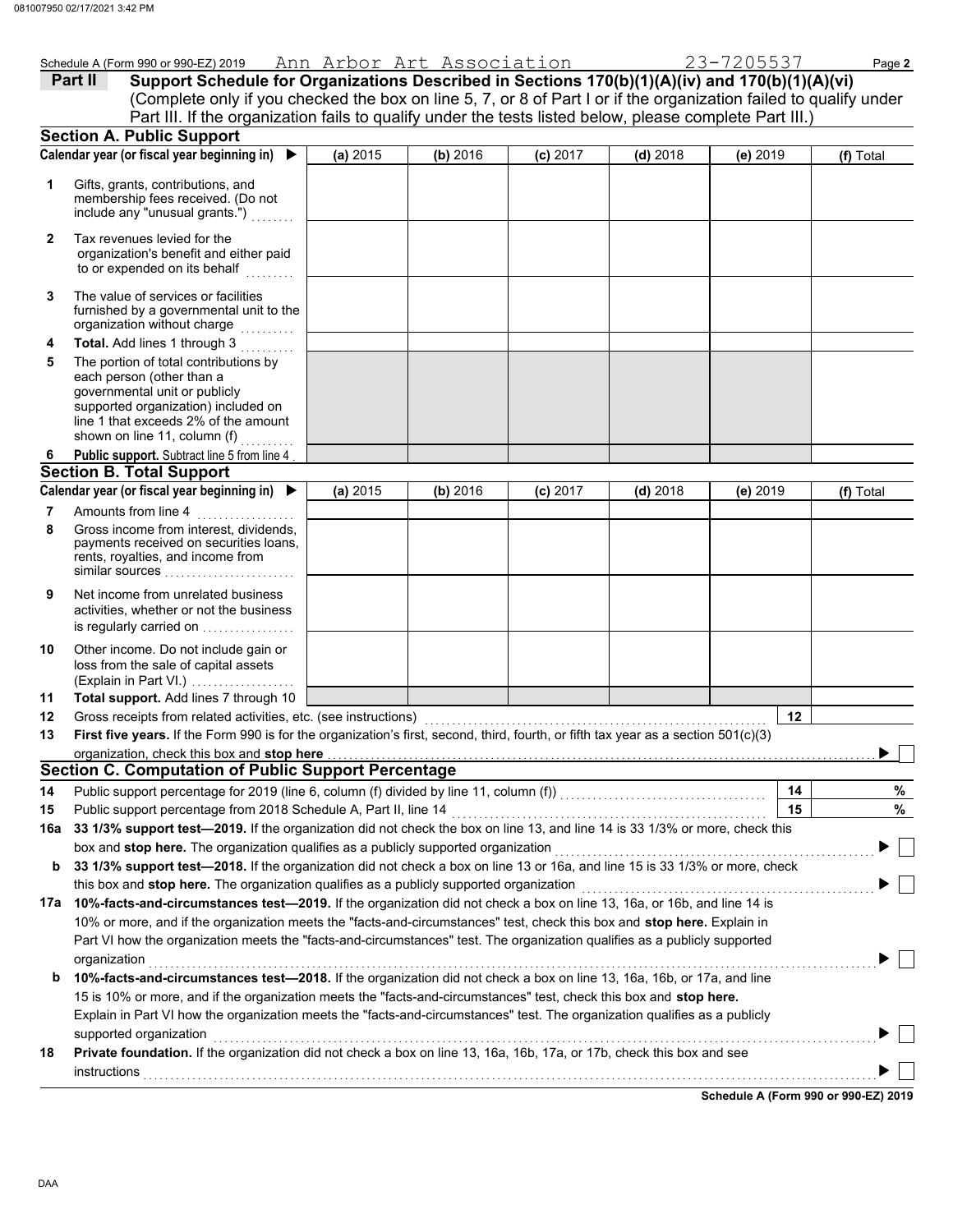Schedule A (Form 990 or 990-EZ) 2019 Ann Arbor Art Association 23-7205537 Page **2**

**Part II** **Support Schedule for Organizations Described in Sections 170(b)(1)(A)(iv) and 170(b)(1)(A)(vi)**
(Complete only if you checked the box on line 5, 7, or 8 of Part I or if the organization failed to qualify under Part III. If the organization fails to qualify under the tests listed below, please complete Part III.)

## Section A. Public Support

| Calendar year (or fiscal year beginning in) ▶ | (a) 2015 | (b) 2016 | (c) 2017 | (d) 2018 | (e) 2019 | (f) Total |
|---|---|---|---|---|---|---|
| **1** Gifts, grants, contributions, and membership fees received. (Do not include any "unusual grants.") | | | | | | |
| **2** Tax revenues levied for the organization's benefit and either paid to or expended on its behalf | | | | | | |
| **3** The value of services or facilities furnished by a governmental unit to the organization without charge | | | | | | |
| **4** **Total.** Add lines 1 through 3 | | | | | | |
| **5** The portion of total contributions by each person (other than a governmental unit or publicly supported organization) included on line 1 that exceeds 2% of the amount shown on line 11, column (f) | | | | | | |
| **6** **Public support.** Subtract line 5 from line 4 | | | | | | |

## Section B. Total Support

| Calendar year (or fiscal year beginning in) ▶ | (a) 2015 | (b) 2016 | (c) 2017 | (d) 2018 | (e) 2019 | (f) Total |
|---|---|---|---|---|---|---|
| **7** Amounts from line 4 | | | | | | |
| **8** Gross income from interest, dividends, payments received on securities loans, rents, royalties, and income from similar sources | | | | | | |
| **9** Net income from unrelated business activities, whether or not the business is regularly carried on | | | | | | |
| **10** Other income. Do not include gain or loss from the sale of capital assets (Explain in Part VI.) | | | | | | |
| **11** **Total support.** Add lines 7 through 10 | | | | | | |

**12** Gross receipts from related activities, etc. (see instructions) **12**

**13** **First five years.** If the Form 990 is for the organization's first, second, third, fourth, or fifth tax year as a section 501(c)(3) organization, check this box and **stop here** ▶ ☐

## Section C. Computation of Public Support Percentage

**14** Public support percentage for 2019 (line 6, column (f) divided by line 11, column (f)) **14** %

**15** Public support percentage from 2018 Schedule A, Part II, line 14 **15** %

**16a** **33 1/3% support test—2019.** If the organization did not check the box on line 13, and line 14 is 33 1/3% or more, check this box and **stop here.** The organization qualifies as a publicly supported organization ▶ ☐

**b** **33 1/3% support test—2018.** If the organization did not check a box on line 13 or 16a, and line 15 is 33 1/3% or more, check this box and **stop here.** The organization qualifies as a publicly supported organization ▶ ☐

**17a** **10%-facts-and-circumstances test—2019.** If the organization did not check a box on line 13, 16a, or 16b, and line 14 is 10% or more, and if the organization meets the "facts-and-circumstances" test, check this box and **stop here.** Explain in Part VI how the organization meets the "facts-and-circumstances" test. The organization qualifies as a publicly supported organization ▶ ☐

**b** **10%-facts-and-circumstances test—2018.** If the organization did not check a box on line 13, 16a, 16b, or 17a, and line 15 is 10% or more, and if the organization meets the "facts-and-circumstances" test, check this box and **stop here.** Explain in Part VI how the organization meets the "facts-and-circumstances" test. The organization qualifies as a publicly supported organization ▶ ☐

**18** **Private foundation.** If the organization did not check a box on line 13, 16a, 16b, 17a, or 17b, check this box and see instructions ▶ ☐

**Schedule A (Form 990 or 990-EZ) 2019**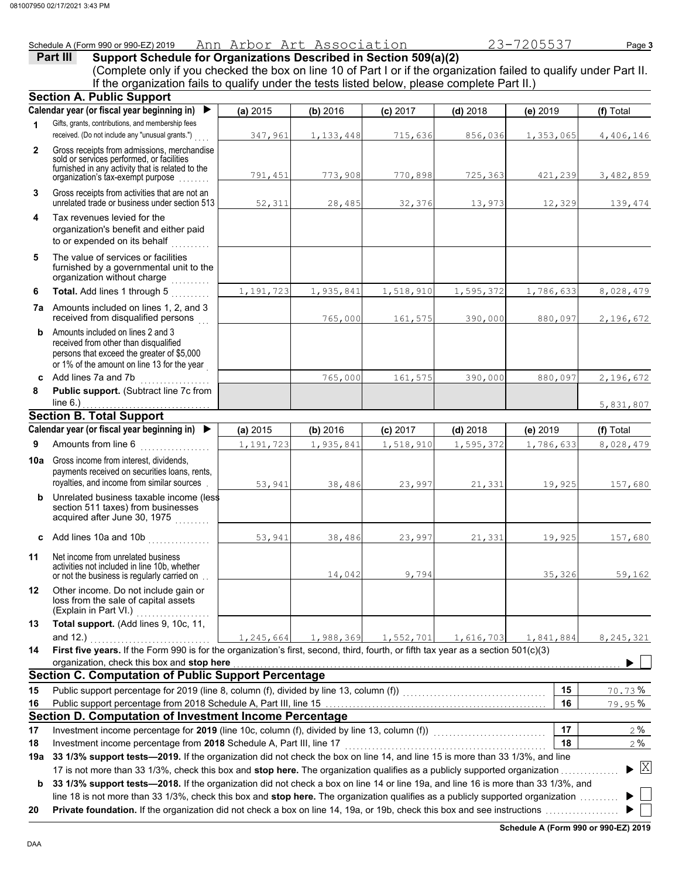Schedule A (Form 990 or 990-EZ) 2019 Ann Arbor Art Association 23-7205537 Page **3**

## Part III Support Schedule for Organizations Described in Section 509(a)(2)

(Complete only if you checked the box on line 10 of Part I or if the organization failed to qualify under Part II. If the organization fails to qualify under the tests listed below, please complete Part II.)

### Section A. Public Support

| | Calendar year (or fiscal year beginning in) ▶ | (a) 2015 | (b) 2016 | (c) 2017 | (d) 2018 | (e) 2019 | (f) Total |
|---|---|---|---|---|---|---|---|
| 1 | Gifts, grants, contributions, and membership fees received. (Do not include any "unusual grants.") | 347,961 | 1,133,448 | 715,636 | 856,036 | 1,353,065 | 4,406,146 |
| 2 | Gross receipts from admissions, merchandise sold or services performed, or facilities furnished in any activity that is related to the organization's tax-exempt purpose | 791,451 | 773,908 | 770,898 | 725,363 | 421,239 | 3,482,859 |
| 3 | Gross receipts from activities that are not an unrelated trade or business under section 513 | 52,311 | 28,485 | 32,376 | 13,973 | 12,329 | 139,474 |
| 4 | Tax revenues levied for the organization's benefit and either paid to or expended on its behalf | | | | | | |
| 5 | The value of services or facilities furnished by a governmental unit to the organization without charge | | | | | | |
| 6 | **Total.** Add lines 1 through 5 | 1,191,723 | 1,935,841 | 1,518,910 | 1,595,372 | 1,786,633 | 8,028,479 |
| 7a | Amounts included on lines 1, 2, and 3 received from disqualified persons | | 765,000 | 161,575 | 390,000 | 880,097 | 2,196,672 |
| b | Amounts included on lines 2 and 3 received from other than disqualified persons that exceed the greater of $5,000 or 1% of the amount on line 13 for the year | | | | | | |
| c | Add lines 7a and 7b | | 765,000 | 161,575 | 390,000 | 880,097 | 2,196,672 |
| 8 | **Public support.** (Subtract line 7c from line 6.) | | | | | | 5,831,807 |

### Section B. Total Support

| | Calendar year (or fiscal year beginning in) ▶ | (a) 2015 | (b) 2016 | (c) 2017 | (d) 2018 | (e) 2019 | (f) Total |
|---|---|---|---|---|---|---|---|
| 9 | Amounts from line 6 | 1,191,723 | 1,935,841 | 1,518,910 | 1,595,372 | 1,786,633 | 8,028,479 |
| 10a | Gross income from interest, dividends, payments received on securities loans, rents, royalties, and income from similar sources | 53,941 | 38,486 | 23,997 | 21,331 | 19,925 | 157,680 |
| b | Unrelated business taxable income (less section 511 taxes) from businesses acquired after June 30, 1975 | | | | | | |
| c | Add lines 10a and 10b | 53,941 | 38,486 | 23,997 | 21,331 | 19,925 | 157,680 |
| 11 | Net income from unrelated business activities not included in line 10b, whether or not the business is regularly carried on | | 14,042 | 9,794 | | 35,326 | 59,162 |
| 12 | Other income. Do not include gain or loss from the sale of capital assets (Explain in Part VI.) | | | | | | |
| 13 | **Total support.** (Add lines 9, 10c, 11, and 12.) | 1,245,664 | 1,988,369 | 1,552,701 | 1,616,703 | 1,841,884 | 8,245,321 |

**14 First five years.** If the Form 990 is for the organization's first, second, third, fourth, or fifth tax year as a section 501(c)(3) organization, check this box and **stop here** ▶ ☐

### Section C. Computation of Public Support Percentage

| | | | |
|---|---|---|---|
| 15 | Public support percentage for 2019 (line 8, column (f), divided by line 13, column (f)) | 15 | 70.73 % |
| 16 | Public support percentage from 2018 Schedule A, Part III, line 15 | 16 | 79.95 % |

### Section D. Computation of Investment Income Percentage

| | | | |
|---|---|---|---|
| 17 | Investment income percentage for **2019** (line 10c, column (f), divided by line 13, column (f)) | 17 | 2 % |
| 18 | Investment income percentage from **2018** Schedule A, Part III, line 17 | 18 | 2 % |

**19a 33 1/3% support tests—2019.** If the organization did not check the box on line 14, and line 15 is more than 33 1/3%, and line 17 is not more than 33 1/3%, check this box and **stop here.** The organization qualifies as a publicly supported organization ▶ ☒

**b 33 1/3% support tests—2018.** If the organization did not check a box on line 14 or line 19a, and line 16 is more than 33 1/3%, and line 18 is not more than 33 1/3%, check this box and **stop here.** The organization qualifies as a publicly supported organization ▶ ☐

**20 Private foundation.** If the organization did not check a box on line 14, 19a, or 19b, check this box and see instructions ▶ ☐

**Schedule A (Form 990 or 990-EZ) 2019**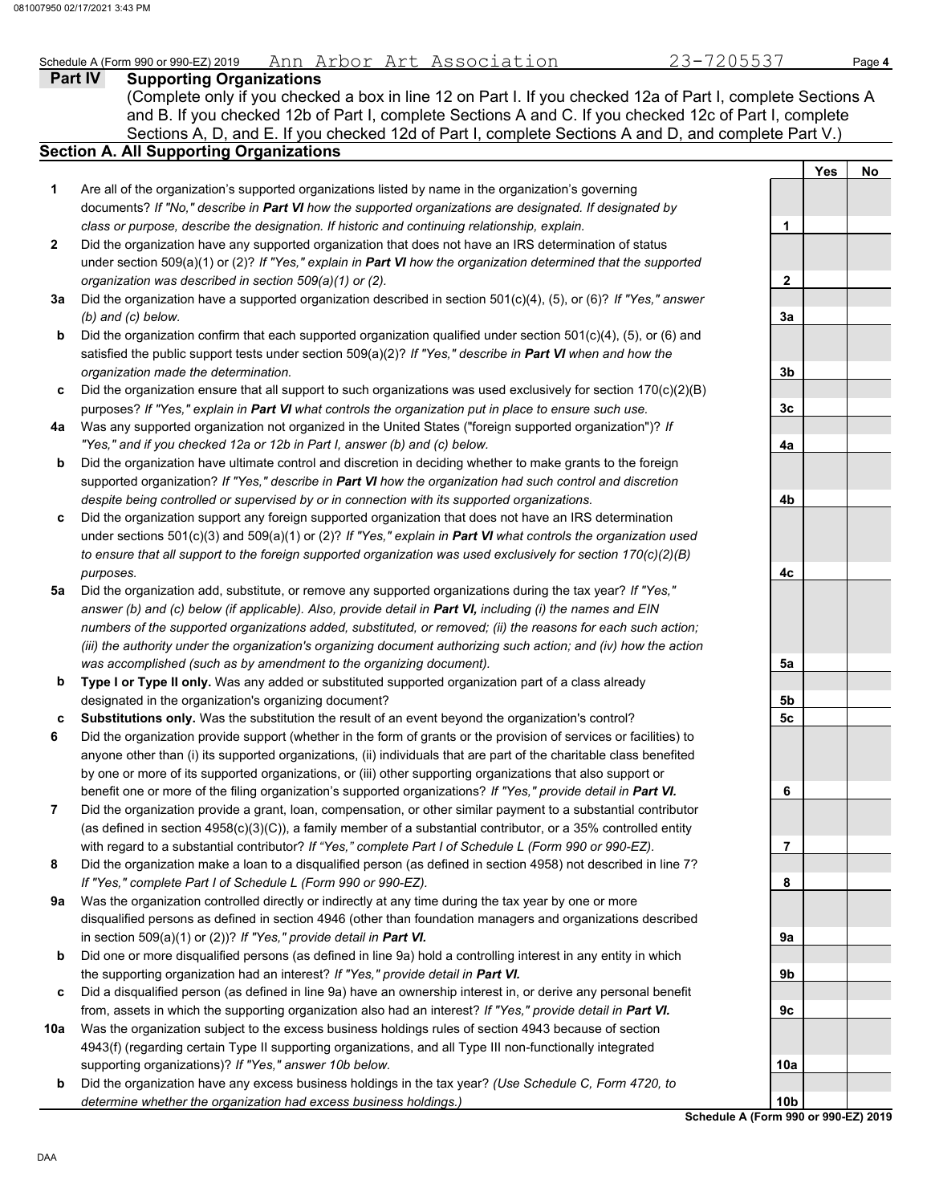Schedule A (Form 990 or 990-EZ) 2019 Ann Arbor Art Association 23-7205537

## Part IV Supporting Organizations

(Complete only if you checked a box in line 12 on Part I. If you checked 12a of Part I, complete Sections A and B. If you checked 12b of Part I, complete Sections A and C. If you checked 12c of Part I, complete Sections A, D, and E. If you checked 12d of Part I, complete Sections A and D, and complete Part V.)

### Section A. All Supporting Organizations

| | | | Yes | No |
|---|---|---|---|---|
| **1** | Are all of the organization's supported organizations listed by name in the organization's governing documents? *If "No," describe in **Part VI** how the supported organizations are designated. If designated by class or purpose, describe the designation. If historic and continuing relationship, explain.* | 1 | | |
| **2** | Did the organization have any supported organization that does not have an IRS determination of status under section 509(a)(1) or (2)? *If "Yes," explain in **Part VI** how the organization determined that the supported organization was described in section 509(a)(1) or (2).* | 2 | | |
| **3a** | Did the organization have a supported organization described in section 501(c)(4), (5), or (6)? *If "Yes," answer (b) and (c) below.* | 3a | | |
| **b** | Did the organization confirm that each supported organization qualified under section 501(c)(4), (5), or (6) and satisfied the public support tests under section 509(a)(2)? *If "Yes," describe in **Part VI** when and how the organization made the determination.* | 3b | | |
| **c** | Did the organization ensure that all support to such organizations was used exclusively for section 170(c)(2)(B) purposes? *If "Yes," explain in **Part VI** what controls the organization put in place to ensure such use.* | 3c | | |
| **4a** | Was any supported organization not organized in the United States ("foreign supported organization")? *If "Yes," and if you checked 12a or 12b in Part I, answer (b) and (c) below.* | 4a | | |
| **b** | Did the organization have ultimate control and discretion in deciding whether to make grants to the foreign supported organization? *If "Yes," describe in **Part VI** how the organization had such control and discretion despite being controlled or supervised by or in connection with its supported organizations.* | 4b | | |
| **c** | Did the organization support any foreign supported organization that does not have an IRS determination under sections 501(c)(3) and 509(a)(1) or (2)? *If "Yes," explain in **Part VI** what controls the organization used to ensure that all support to the foreign supported organization was used exclusively for section 170(c)(2)(B) purposes.* | 4c | | |
| **5a** | Did the organization add, substitute, or remove any supported organizations during the tax year? *If "Yes," answer (b) and (c) below (if applicable). Also, provide detail in **Part VI,** including (i) the names and EIN numbers of the supported organizations added, substituted, or removed; (ii) the reasons for each such action; (iii) the authority under the organization's organizing document authorizing such action; and (iv) how the action was accomplished (such as by amendment to the organizing document).* | 5a | | |
| **b** | **Type I or Type II only.** Was any added or substituted supported organization part of a class already designated in the organization's organizing document? | 5b | | |
| **c** | **Substitutions only.** Was the substitution the result of an event beyond the organization's control? | 5c | | |
| **6** | Did the organization provide support (whether in the form of grants or the provision of services or facilities) to anyone other than (i) its supported organizations, (ii) individuals that are part of the charitable class benefited by one or more of its supported organizations, or (iii) other supporting organizations that also support or benefit one or more of the filing organization's supported organizations? *If "Yes," provide detail in **Part VI.*** | 6 | | |
| **7** | Did the organization provide a grant, loan, compensation, or other similar payment to a substantial contributor (as defined in section 4958(c)(3)(C)), a family member of a substantial contributor, or a 35% controlled entity with regard to a substantial contributor? *If "Yes," complete Part I of Schedule L (Form 990 or 990-EZ).* | 7 | | |
| **8** | Did the organization make a loan to a disqualified person (as defined in section 4958) not described in line 7? *If "Yes," complete Part I of Schedule L (Form 990 or 990-EZ).* | 8 | | |
| **9a** | Was the organization controlled directly or indirectly at any time during the tax year by one or more disqualified persons as defined in section 4946 (other than foundation managers and organizations described in section 509(a)(1) or (2))? *If "Yes," provide detail in **Part VI.*** | 9a | | |
| **b** | Did one or more disqualified persons (as defined in line 9a) hold a controlling interest in any entity in which the supporting organization had an interest? *If "Yes," provide detail in **Part VI.*** | 9b | | |
| **c** | Did a disqualified person (as defined in line 9a) have an ownership interest in, or derive any personal benefit from, assets in which the supporting organization also had an interest? *If "Yes," provide detail in **Part VI.*** | 9c | | |
| **10a** | Was the organization subject to the excess business holdings rules of section 4943 because of section 4943(f) (regarding certain Type II supporting organizations, and all Type III non-functionally integrated supporting organizations)? *If "Yes," answer 10b below.* | 10a | | |
| **b** | Did the organization have any excess business holdings in the tax year? *(Use Schedule C, Form 4720, to determine whether the organization had excess business holdings.)* | 10b | | |

**Schedule A (Form 990 or 990-EZ) 2019**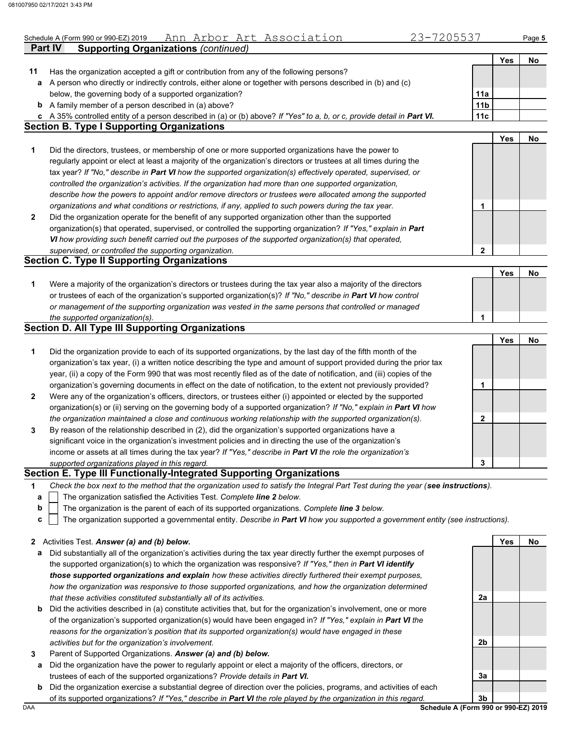Schedule A (Form 990 or 990-EZ) 2019 Ann Arbor Art Association 23-7205537

**Part IV Supporting Organizations** *(continued)*

| | | | Yes | No |
|---|---|---|---|---|
| **11** | Has the organization accepted a gift or contribution from any of the following persons? | | | |
| **a** | A person who directly or indirectly controls, either alone or together with persons described in (b) and (c) below, the governing body of a supported organization? | 11a | | |
| **b** | A family member of a person described in (a) above? | 11b | | |
| **c** | A 35% controlled entity of a person described in (a) or (b) above? *If "Yes" to a, b, or c, provide detail in* ***Part VI.*** | 11c | | |

## Section B. Type I Supporting Organizations

| | | | Yes | No |
|---|---|---|---|---|
| **1** | Did the directors, trustees, or membership of one or more supported organizations have the power to regularly appoint or elect at least a majority of the organization's directors or trustees at all times during the tax year? *If "No," describe in* ***Part VI*** *how the supported organization(s) effectively operated, supervised, or controlled the organization's activities. If the organization had more than one supported organization, describe how the powers to appoint and/or remove directors or trustees were allocated among the supported organizations and what conditions or restrictions, if any, applied to such powers during the tax year.* | 1 | | |
| **2** | Did the organization operate for the benefit of any supported organization other than the supported organization(s) that operated, supervised, or controlled the supporting organization? *If "Yes," explain in* ***Part VI*** *how providing such benefit carried out the purposes of the supported organization(s) that operated, supervised, or controlled the supporting organization.* | 2 | | |

## Section C. Type II Supporting Organizations

| | | | Yes | No |
|---|---|---|---|---|
| **1** | Were a majority of the organization's directors or trustees during the tax year also a majority of the directors or trustees of each of the organization's supported organization(s)? *If "No," describe in* ***Part VI*** *how control or management of the supporting organization was vested in the same persons that controlled or managed the supported organization(s).* | 1 | | |

## Section D. All Type III Supporting Organizations

| | | | Yes | No |
|---|---|---|---|---|
| **1** | Did the organization provide to each of its supported organizations, by the last day of the fifth month of the organization's tax year, (i) a written notice describing the type and amount of support provided during the prior tax year, (ii) a copy of the Form 990 that was most recently filed as of the date of notification, and (iii) copies of the organization's governing documents in effect on the date of notification, to the extent not previously provided? | 1 | | |
| **2** | Were any of the organization's officers, directors, or trustees either (i) appointed or elected by the supported organization(s) or (ii) serving on the governing body of a supported organization? *If "No," explain in* ***Part VI*** *how the organization maintained a close and continuous working relationship with the supported organization(s).* | 2 | | |
| **3** | By reason of the relationship described in (2), did the organization's supported organizations have a significant voice in the organization's investment policies and in directing the use of the organization's income or assets at all times during the tax year? *If "Yes," describe in* ***Part VI*** *the role the organization's supported organizations played in this regard.* | 3 | | |

## Section E. Type III Functionally-Integrated Supporting Organizations

**1** *Check the box next to the method that the organization used to satisfy the Integral Part Test during the year (****see instructions****).*

- **a** ☐ The organization satisfied the Activities Test. *Complete* ***line 2*** *below.*
- **b** ☐ The organization is the parent of each of its supported organizations. *Complete* ***line 3*** *below.*
- **c** ☐ The organization supported a governmental entity. *Describe in* ***Part VI*** *how you supported a government entity (see instructions).*

| | | | Yes | No |
|---|---|---|---|---|
| **2** | Activities Test. ***Answer (a) and (b) below.*** | | | |
| **a** | Did substantially all of the organization's activities during the tax year directly further the exempt purposes of the supported organization(s) to which the organization was responsive? *If "Yes," then in* ***Part VI identify those supported organizations and explain*** *how these activities directly furthered their exempt purposes, how the organization was responsive to those supported organizations, and how the organization determined that these activities constituted substantially all of its activities.* | 2a | | |
| **b** | Did the activities described in (a) constitute activities that, but for the organization's involvement, one or more of the organization's supported organization(s) would have been engaged in? *If "Yes," explain in* ***Part VI*** *the reasons for the organization's position that its supported organization(s) would have engaged in these activities but for the organization's involvement.* | 2b | | |
| **3** | Parent of Supported Organizations. ***Answer (a) and (b) below.*** | | | |
| **a** | Did the organization have the power to regularly appoint or elect a majority of the officers, directors, or trustees of each of the supported organizations? *Provide details in* ***Part VI.*** | 3a | | |
| **b** | Did the organization exercise a substantial degree of direction over the policies, programs, and activities of each of its supported organizations? *If "Yes," describe in* ***Part VI*** *the role played by the organization in this regard.* | 3b | | |

Schedule A (Form 990 or 990-EZ) 2019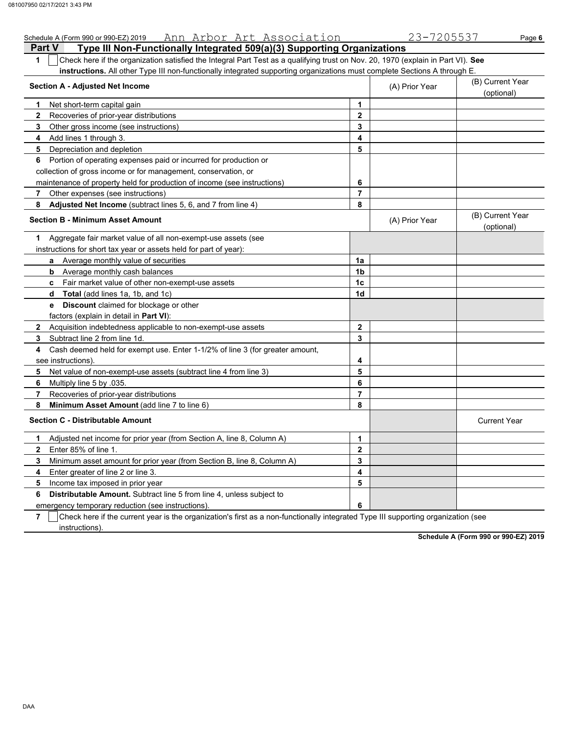Schedule A (Form 990 or 990-EZ) 2019 Ann Arbor Art Association 23-7205537

## Part V Type III Non-Functionally Integrated 509(a)(3) Supporting Organizations

**1** ☐ Check here if the organization satisfied the Integral Part Test as a qualifying trust on Nov. 20, 1970 (explain in Part VI). **See instructions.** All other Type III non-functionally integrated supporting organizations must complete Sections A through E.

| Section A - Adjusted Net Income | | (A) Prior Year | (B) Current Year (optional) |
|---|---|---|---|
| 1 Net short-term capital gain | 1 | | |
| 2 Recoveries of prior-year distributions | 2 | | |
| 3 Other gross income (see instructions) | 3 | | |
| 4 Add lines 1 through 3. | 4 | | |
| 5 Depreciation and depletion | 5 | | |
| 6 Portion of operating expenses paid or incurred for production or collection of gross income or for management, conservation, or maintenance of property held for production of income (see instructions) | 6 | | |
| 7 Other expenses (see instructions) | 7 | | |
| 8 **Adjusted Net Income** (subtract lines 5, 6, and 7 from line 4) | 8 | | |

| Section B - Minimum Asset Amount | | (A) Prior Year | (B) Current Year (optional) |
|---|---|---|---|
| 1 Aggregate fair market value of all non-exempt-use assets (see instructions for short tax year or assets held for part of year): | | | |
| a Average monthly value of securities | 1a | | |
| b Average monthly cash balances | 1b | | |
| c Fair market value of other non-exempt-use assets | 1c | | |
| d **Total** (add lines 1a, 1b, and 1c) | 1d | | |
| e **Discount** claimed for blockage or other factors (explain in detail in **Part VI**): | | | |
| 2 Acquisition indebtedness applicable to non-exempt-use assets | 2 | | |
| 3 Subtract line 2 from line 1d. | 3 | | |
| 4 Cash deemed held for exempt use. Enter 1-1/2% of line 3 (for greater amount, see instructions). | 4 | | |
| 5 Net value of non-exempt-use assets (subtract line 4 from line 3) | 5 | | |
| 6 Multiply line 5 by .035. | 6 | | |
| 7 Recoveries of prior-year distributions | 7 | | |
| 8 **Minimum Asset Amount** (add line 7 to line 6) | 8 | | |

| Section C - Distributable Amount | | | Current Year |
|---|---|---|---|
| 1 Adjusted net income for prior year (from Section A, line 8, Column A) | 1 | | |
| 2 Enter 85% of line 1. | 2 | | |
| 3 Minimum asset amount for prior year (from Section B, line 8, Column A) | 3 | | |
| 4 Enter greater of line 2 or line 3. | 4 | | |
| 5 Income tax imposed in prior year | 5 | | |
| 6 **Distributable Amount.** Subtract line 5 from line 4, unless subject to emergency temporary reduction (see instructions). | 6 | | |

**7** ☐ Check here if the current year is the organization's first as a non-functionally integrated Type III supporting organization (see instructions).

**Schedule A (Form 990 or 990-EZ) 2019**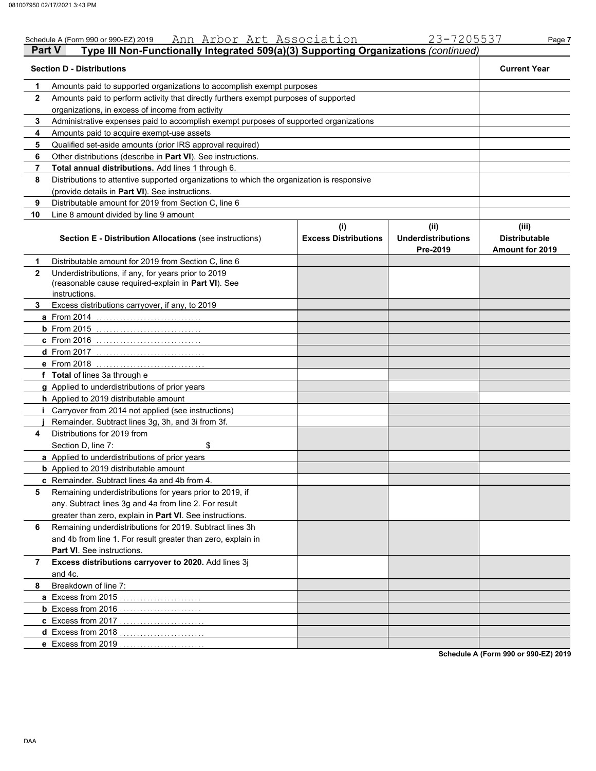Schedule A (Form 990 or 990-EZ) 2019 Ann Arbor Art Association 23-7205537

## Part V Type III Non-Functionally Integrated 509(a)(3) Supporting Organizations *(continued)*

| **Section D - Distributions** | | **Current Year** |
|---|---|---|
| 1 | Amounts paid to supported organizations to accomplish exempt purposes | |
| 2 | Amounts paid to perform activity that directly furthers exempt purposes of supported organizations, in excess of income from activity | |
| 3 | Administrative expenses paid to accomplish exempt purposes of supported organizations | |
| 4 | Amounts paid to acquire exempt-use assets | |
| 5 | Qualified set-aside amounts (prior IRS approval required) | |
| 6 | Other distributions (describe in **Part VI**). See instructions. | |
| 7 | **Total annual distributions.** Add lines 1 through 6. | |
| 8 | Distributions to attentive supported organizations to which the organization is responsive (provide details in **Part VI**). See instructions. | |
| 9 | Distributable amount for 2019 from Section C, line 6 | |
| 10 | Line 8 amount divided by line 9 amount | |

| | **Section E - Distribution Allocations** (see instructions) | **(i) Excess Distributions** | **(ii) Underdistributions Pre-2019** | **(iii) Distributable Amount for 2019** |
|---|---|---|---|---|
| 1 | Distributable amount for 2019 from Section C, line 6 | | | |
| 2 | Underdistributions, if any, for years prior to 2019 (reasonable cause required-explain in **Part VI**). See instructions. | | | |
| 3 | Excess distributions carryover, if any, to 2019 | | | |
| a | From 2014 | | | |
| b | From 2015 | | | |
| c | From 2016 | | | |
| d | From 2017 | | | |
| e | From 2018 | | | |
| f | **Total** of lines 3a through e | | | |
| g | Applied to underdistributions of prior years | | | |
| h | Applied to 2019 distributable amount | | | |
| i | Carryover from 2014 not applied (see instructions) | | | |
| j | Remainder. Subtract lines 3g, 3h, and 3i from 3f. | | | |
| 4 | Distributions for 2019 from Section D, line 7: $ | | | |
| a | Applied to underdistributions of prior years | | | |
| b | Applied to 2019 distributable amount | | | |
| c | Remainder. Subtract lines 4a and 4b from 4. | | | |
| 5 | Remaining underdistributions for years prior to 2019, if any. Subtract lines 3g and 4a from line 2. For result greater than zero, explain in **Part VI**. See instructions. | | | |
| 6 | Remaining underdistributions for 2019. Subtract lines 3h and 4b from line 1. For result greater than zero, explain in **Part VI**. See instructions. | | | |
| 7 | **Excess distributions carryover to 2020.** Add lines 3j and 4c. | | | |
| 8 | Breakdown of line 7: | | | |
| a | Excess from 2015 | | | |
| b | Excess from 2016 | | | |
| c | Excess from 2017 | | | |
| d | Excess from 2018 | | | |
| e | Excess from 2019 | | | |

**Schedule A (Form 990 or 990-EZ) 2019**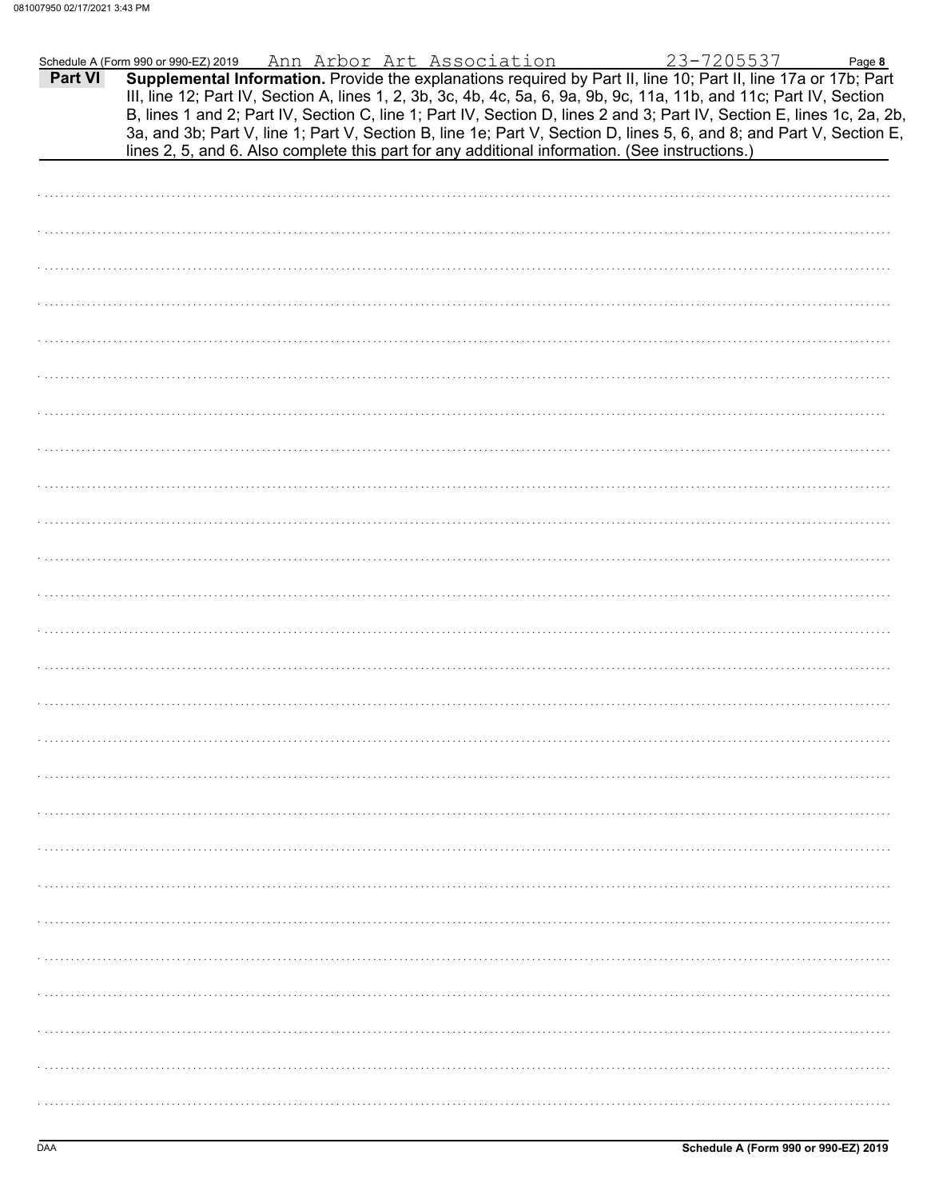Schedule A (Form 990 or 990-EZ) 2019 Ann Arbor Art Association 23-7205537

**Part VI** **Supplemental Information.** Provide the explanations required by Part II, line 10; Part II, line 17a or 17b; Part III, line 12; Part IV, Section A, lines 1, 2, 3b, 3c, 4b, 4c, 5a, 6, 9a, 9b, 9c, 11a, 11b, and 11c; Part IV, Section B, lines 1 and 2; Part IV, Section C, line 1; Part IV, Section D, lines 2 and 3; Part IV, Section E, lines 1c, 2a, 2b, 3a, and 3b; Part V, line 1; Part V, Section B, line 1e; Part V, Section D, lines 5, 6, and 8; and Part V, Section E, lines 2, 5, and 6. Also complete this part for any additional information. (See instructions.)

DAA **Schedule A (Form 990 or 990-EZ) 2019**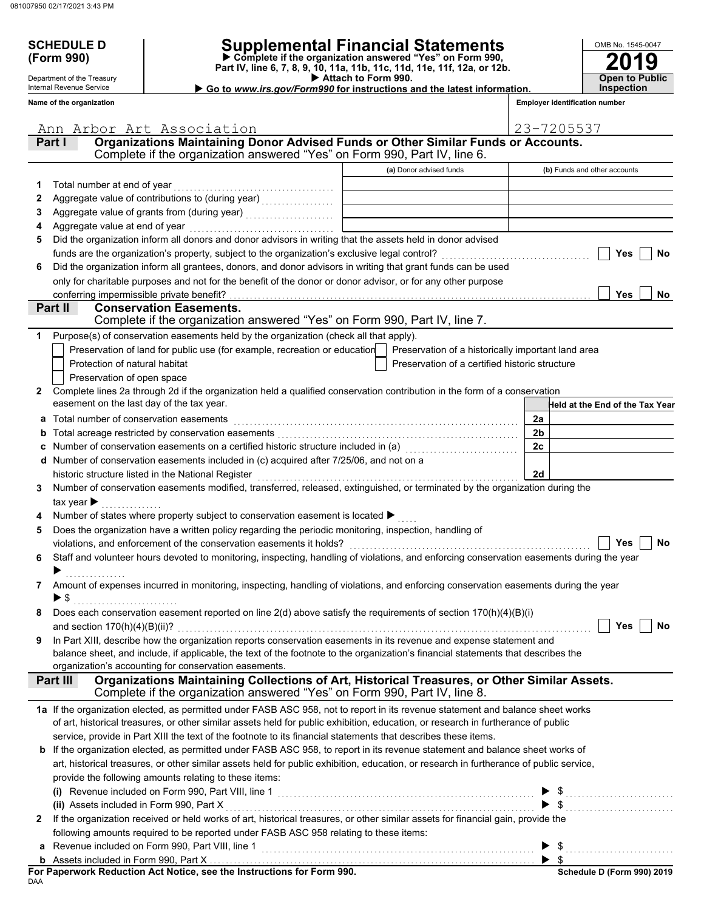**SCHEDULE D (Form 990)**

Department of the Treasury
Internal Revenue Service

# Supplemental Financial Statements

▶ Complete if the organization answered "Yes" on Form 990, Part IV, line 6, 7, 8, 9, 10, 11a, 11b, 11c, 11d, 11e, 11f, 12a, or 12b.
▶ Attach to Form 990.
▶ Go to *www.irs.gov/Form990* for instructions and the latest information.

OMB No. 1545-0047
**2019**
**Open to Public Inspection**

**Name of the organization:** Ann Arbor Art Association
**Employer identification number:** 23-7205537

## Part I — Organizations Maintaining Donor Advised Funds or Other Similar Funds or Accounts.
Complete if the organization answered "Yes" on Form 990, Part IV, line 6.

| | | (a) Donor advised funds | (b) Funds and other accounts |
|---|---|---|---|
| 1 | Total number at end of year | | |
| 2 | Aggregate value of contributions to (during year) | | |
| 3 | Aggregate value of grants from (during year) | | |
| 4 | Aggregate value at end of year | | |

5 Did the organization inform all donors and donor advisors in writing that the assets held in donor advised funds are the organization's property, subject to the organization's exclusive legal control? ☐ Yes ☐ No

6 Did the organization inform all grantees, donors, and donor advisors in writing that grant funds can be used only for charitable purposes and not for the benefit of the donor or donor advisor, or for any other purpose conferring impermissible private benefit? ☐ Yes ☐ No

## Part II — Conservation Easements.
Complete if the organization answered "Yes" on Form 990, Part IV, line 7.

1 Purpose(s) of conservation easements held by the organization (check all that apply).
- ☐ Preservation of land for public use (for example, recreation or education)
- ☐ Protection of natural habitat
- ☐ Preservation of open space
- ☐ Preservation of a historically important land area
- ☐ Preservation of a certified historic structure

2 Complete lines 2a through 2d if the organization held a qualified conservation contribution in the form of a conservation easement on the last day of the tax year.

| | | | Held at the End of the Tax Year |
|---|---|---|---|
| a | Total number of conservation easements | 2a | |
| b | Total acreage restricted by conservation easements | 2b | |
| c | Number of conservation easements on a certified historic structure included in (a) | 2c | |
| d | Number of conservation easements included in (c) acquired after 7/25/06, and not on a historic structure listed in the National Register | 2d | |

3 Number of conservation easements modified, transferred, released, extinguished, or terminated by the organization during the tax year ▶

4 Number of states where property subject to conservation easement is located ▶

5 Does the organization have a written policy regarding the periodic monitoring, inspection, handling of violations, and enforcement of the conservation easements it holds? ☐ Yes ☐ No

6 Staff and volunteer hours devoted to monitoring, inspecting, handling of violations, and enforcing conservation easements during the year ▶

7 Amount of expenses incurred in monitoring, inspecting, handling of violations, and enforcing conservation easements during the year ▶ $

8 Does each conservation easement reported on line 2(d) above satisfy the requirements of section 170(h)(4)(B)(i) and section 170(h)(4)(B)(ii)? ☐ Yes ☐ No

9 In Part XIII, describe how the organization reports conservation easements in its revenue and expense statement and balance sheet, and include, if applicable, the text of the footnote to the organization's financial statements that describes the organization's accounting for conservation easements.

## Part III — Organizations Maintaining Collections of Art, Historical Treasures, or Other Similar Assets.
Complete if the organization answered "Yes" on Form 990, Part IV, line 8.

1a If the organization elected, as permitted under FASB ASC 958, not to report in its revenue statement and balance sheet works of art, historical treasures, or other similar assets held for public exhibition, education, or research in furtherance of public service, provide in Part XIII the text of the footnote to its financial statements that describes these items.

b If the organization elected, as permitted under FASB ASC 958, to report in its revenue statement and balance sheet works of art, historical treasures, or other similar assets held for public exhibition, education, or research in furtherance of public service, provide the following amounts relating to these items:

(i) Revenue included on Form 990, Part VIII, line 1 ▶ $

(ii) Assets included in Form 990, Part X ▶ $

2 If the organization received or held works of art, historical treasures, or other similar assets for financial gain, provide the following amounts required to be reported under FASB ASC 958 relating to these items:

a Revenue included on Form 990, Part VIII, line 1 ▶ $

b Assets included in Form 990, Part X ▶ $

**For Paperwork Reduction Act Notice, see the Instructions for Form 990.**
DAA
**Schedule D (Form 990) 2019**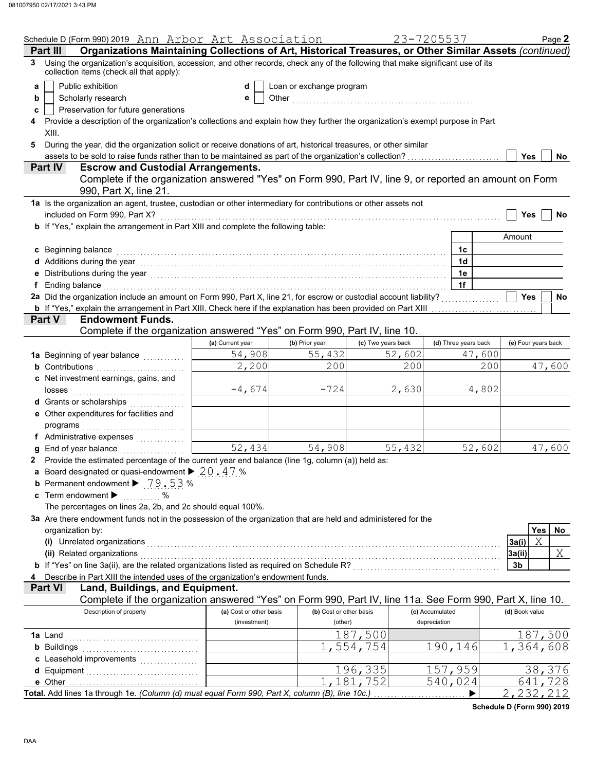Schedule D (Form 990) 2019 Ann Arbor Art Association 23-7205537 Page **2**

## Part III Organizations Maintaining Collections of Art, Historical Treasures, or Other Similar Assets *(continued)*

**3** Using the organization's acquisition, accession, and other records, check any of the following that make significant use of its collection items (check all that apply):

- **a** ☐ Public exhibition
- **b** ☐ Scholarly research
- **c** ☐ Preservation for future generations
- **d** ☐ Loan or exchange program
- **e** ☐ Other ....................

**4** Provide a description of the organization's collections and explain how they further the organization's exempt purpose in Part XIII.

**5** During the year, did the organization solicit or receive donations of art, historical treasures, or other similar assets to be sold to raise funds rather than to be maintained as part of the organization's collection? ☐ Yes ☐ No

## Part IV Escrow and Custodial Arrangements.

Complete if the organization answered "Yes" on Form 990, Part IV, line 9, or reported an amount on Form 990, Part X, line 21.

**1a** Is the organization an agent, trustee, custodian or other intermediary for contributions or other assets not included on Form 990, Part X? ☐ Yes ☐ No

**b** If "Yes," explain the arrangement in Part XIII and complete the following table:

| | | Amount |
|---|---|---|
| **c** Beginning balance | 1c | |
| **d** Additions during the year | 1d | |
| **e** Distributions during the year | 1e | |
| **f** Ending balance | 1f | |

**2a** Did the organization include an amount on Form 990, Part X, line 21, for escrow or custodial account liability? ☐ Yes ☐ No

**b** If "Yes," explain the arrangement in Part XIII. Check here if the explanation has been provided on Part XIII ☐

## Part V Endowment Funds.

Complete if the organization answered "Yes" on Form 990, Part IV, line 10.

| | (a) Current year | (b) Prior year | (c) Two years back | (d) Three years back | (e) Four years back |
|---|---|---|---|---|---|
| **1a** Beginning of year balance | 54,908 | 55,432 | 52,602 | 47,600 | |
| **b** Contributions | 2,200 | 200 | 200 | 200 | 47,600 |
| **c** Net investment earnings, gains, and losses | -4,674 | -724 | 2,630 | 4,802 | |
| **d** Grants or scholarships | | | | | |
| **e** Other expenditures for facilities and programs | | | | | |
| **f** Administrative expenses | | | | | |
| **g** End of year balance | 52,434 | 54,908 | 55,432 | 52,602 | 47,600 |

**2** Provide the estimated percentage of the current year end balance (line 1g, column (a)) held as:

- **a** Board designated or quasi-endowment ▶ 20.47 %
- **b** Permanent endowment ▶ 79.53 %
- **c** Term endowment ▶ ........... %

The percentages on lines 2a, 2b, and 2c should equal 100%.

**3a** Are there endowment funds not in the possession of the organization that are held and administered for the organization by:

| | | Yes | No |
|---|---|---|---|
| **(i)** Unrelated organizations | 3a(i) | X | |
| **(ii)** Related organizations | 3a(ii) | | X |
| **b** If "Yes" on line 3a(ii), are the related organizations listed as required on Schedule R? | 3b | | |

**4** Describe in Part XIII the intended uses of the organization's endowment funds.

## Part VI Land, Buildings, and Equipment.

Complete if the organization answered "Yes" on Form 990, Part IV, line 11a. See Form 990, Part X, line 10.

| Description of property | (a) Cost or other basis (investment) | (b) Cost or other basis (other) | (c) Accumulated depreciation | (d) Book value |
|---|---|---|---|---|
| **1a** Land | | 187,500 | | 187,500 |
| **b** Buildings | | 1,554,754 | 190,146 | 1,364,608 |
| **c** Leasehold improvements | | | | |
| **d** Equipment | | 196,335 | 157,959 | 38,376 |
| **e** Other | | 1,181,752 | 540,024 | 641,728 |
| **Total.** Add lines 1a through 1e. *(Column (d) must equal Form 990, Part X, column (B), line 10c.)* ▶ | | | | 2,232,212 |

**Schedule D (Form 990) 2019**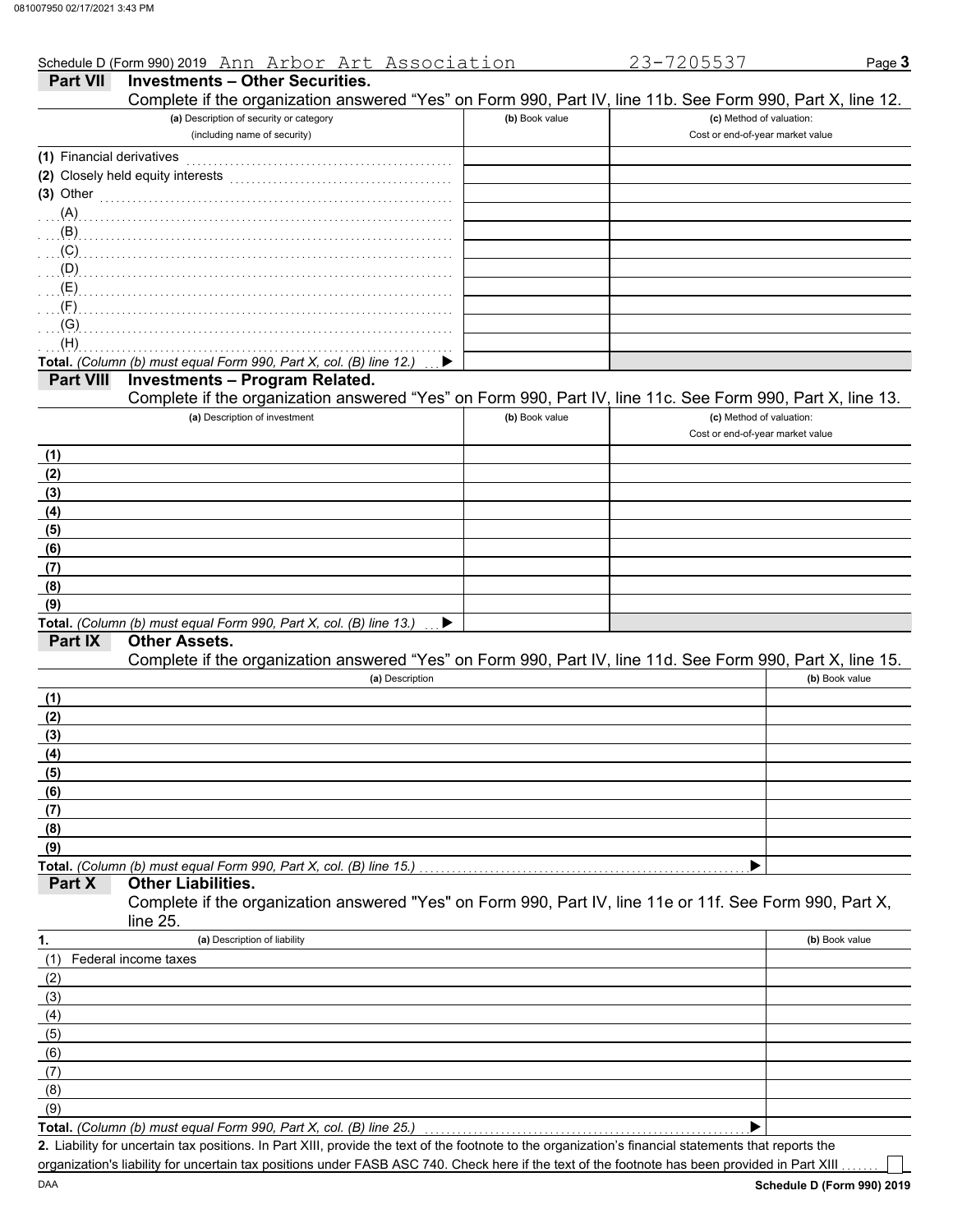Schedule D (Form 990) 2019 Ann Arbor Art Association 23-7205537 Page **3**

## Part VII Investments – Other Securities.

Complete if the organization answered "Yes" on Form 990, Part IV, line 11b. See Form 990, Part X, line 12.

| (a) Description of security or category (including name of security) | (b) Book value | (c) Method of valuation: Cost or end-of-year market value |
|---|---|---|
| (1) Financial derivatives | | |
| (2) Closely held equity interests | | |
| (3) Other | | |
| (A) | | |
| (B) | | |
| (C) | | |
| (D) | | |
| (E) | | |
| (F) | | |
| (G) | | |
| (H) | | |
| **Total.** *(Column (b) must equal Form 990, Part X, col. (B) line 12.)* ▶ | | |

## Part VIII Investments – Program Related.

Complete if the organization answered "Yes" on Form 990, Part IV, line 11c. See Form 990, Part X, line 13.

| (a) Description of investment | (b) Book value | (c) Method of valuation: Cost or end-of-year market value |
|---|---|---|
| (1) | | |
| (2) | | |
| (3) | | |
| (4) | | |
| (5) | | |
| (6) | | |
| (7) | | |
| (8) | | |
| (9) | | |
| **Total.** *(Column (b) must equal Form 990, Part X, col. (B) line 13.)* ▶ | | |

## Part IX Other Assets.

Complete if the organization answered "Yes" on Form 990, Part IV, line 11d. See Form 990, Part X, line 15.

| (a) Description | (b) Book value |
|---|---|
| (1) | |
| (2) | |
| (3) | |
| (4) | |
| (5) | |
| (6) | |
| (7) | |
| (8) | |
| (9) | |
| **Total.** *(Column (b) must equal Form 990, Part X, col. (B) line 15.)* ▶ | |

## Part X Other Liabilities.

Complete if the organization answered "Yes" on Form 990, Part IV, line 11e or 11f. See Form 990, Part X, line 25.

| 1. (a) Description of liability | (b) Book value |
|---|---|
| (1) Federal income taxes | |
| (2) | |
| (3) | |
| (4) | |
| (5) | |
| (6) | |
| (7) | |
| (8) | |
| (9) | |
| **Total.** *(Column (b) must equal Form 990, Part X, col. (B) line 25.)* ▶ | |

**2.** Liability for uncertain tax positions. In Part XIII, provide the text of the footnote to the organization's financial statements that reports the organization's liability for uncertain tax positions under FASB ASC 740. Check here if the text of the footnote has been provided in Part XIII ☐

DAA **Schedule D (Form 990) 2019**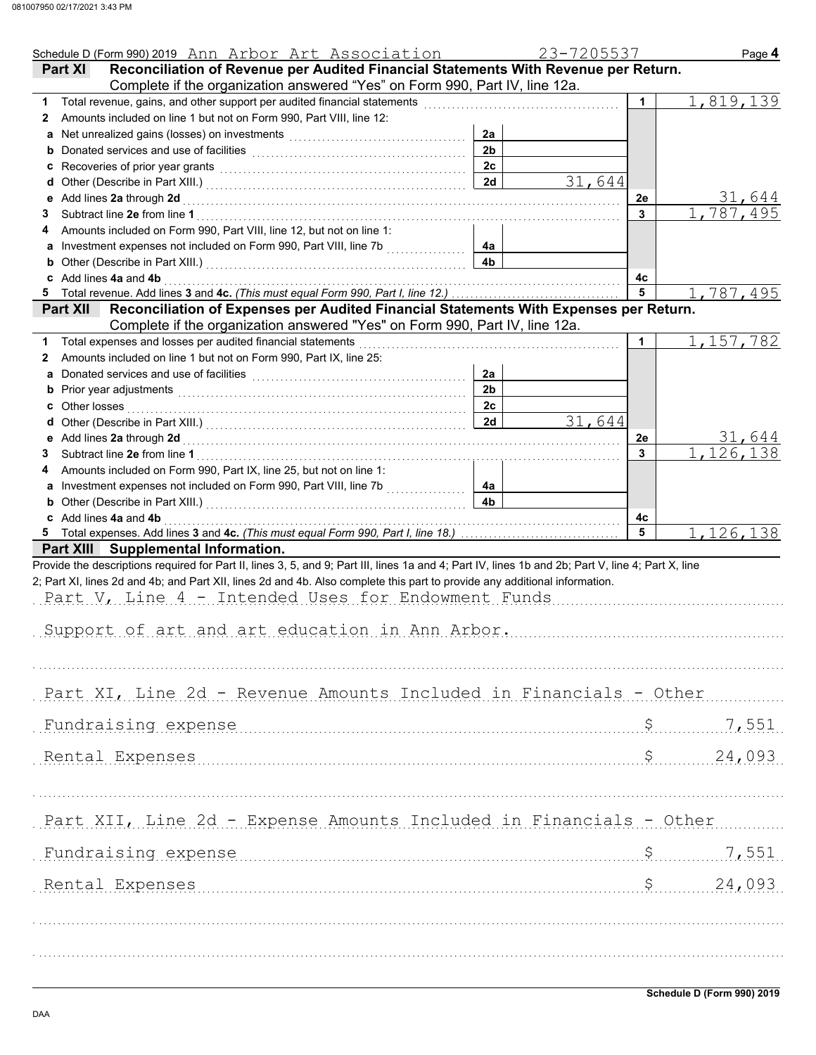Schedule D (Form 990) 2019 Ann Arbor Art Association 23-7205537 Page **4**

## Part XI Reconciliation of Revenue per Audited Financial Statements With Revenue per Return.

Complete if the organization answered "Yes" on Form 990, Part IV, line 12a.

| | | | | | |
|---|---|---|---|---|---|
| **1** | Total revenue, gains, and other support per audited financial statements | | | **1** | 1,819,139 |
| **2** | Amounts included on line 1 but not on Form 990, Part VIII, line 12: | | | | |
| **a** | Net unrealized gains (losses) on investments | **2a** | | | |
| **b** | Donated services and use of facilities | **2b** | | | |
| **c** | Recoveries of prior year grants | **2c** | | | |
| **d** | Other (Describe in Part XIII.) | **2d** | 31,644 | | |
| **e** | Add lines **2a** through **2d** | | | **2e** | 31,644 |
| **3** | Subtract line **2e** from line **1** | | | **3** | 1,787,495 |
| **4** | Amounts included on Form 990, Part VIII, line 12, but not on line 1: | | | | |
| **a** | Investment expenses not included on Form 990, Part VIII, line 7b | **4a** | | | |
| **b** | Other (Describe in Part XIII.) | **4b** | | | |
| **c** | Add lines **4a** and **4b** | | | **4c** | |
| **5** | Total revenue. Add lines **3** and **4c.** *(This must equal Form 990, Part I, line 12.)* | | | **5** | 1,787,495 |

## Part XII Reconciliation of Expenses per Audited Financial Statements With Expenses per Return.

Complete if the organization answered "Yes" on Form 990, Part IV, line 12a.

| | | | | | |
|---|---|---|---|---|---|
| **1** | Total expenses and losses per audited financial statements | | | **1** | 1,157,782 |
| **2** | Amounts included on line 1 but not on Form 990, Part IX, line 25: | | | | |
| **a** | Donated services and use of facilities | **2a** | | | |
| **b** | Prior year adjustments | **2b** | | | |
| **c** | Other losses | **2c** | | | |
| **d** | Other (Describe in Part XIII.) | **2d** | 31,644 | | |
| **e** | Add lines **2a** through **2d** | | | **2e** | 31,644 |
| **3** | Subtract line **2e** from line **1** | | | **3** | 1,126,138 |
| **4** | Amounts included on Form 990, Part IX, line 25, but not on line 1: | | | | |
| **a** | Investment expenses not included on Form 990, Part VIII, line 7b | **4a** | | | |
| **b** | Other (Describe in Part XIII.) | **4b** | | | |
| **c** | Add lines **4a** and **4b** | | | **4c** | |
| **5** | Total expenses. Add lines **3** and **4c.** *(This must equal Form 990, Part I, line 18.)* | | | **5** | 1,126,138 |

## Part XIII Supplemental Information.

Provide the descriptions required for Part II, lines 3, 5, and 9; Part III, lines 1a and 4; Part IV, lines 1b and 2b; Part V, line 4; Part X, line 2; Part XI, lines 2d and 4b; and Part XII, lines 2d and 4b. Also complete this part to provide any additional information.

Part V, Line 4 - Intended Uses for Endowment Funds

Support of art and art education in Ann Arbor.

Part XI, Line 2d - Revenue Amounts Included in Financials - Other

| | |
|---|---|
| Fundraising expense | $ 7,551 |
| Rental Expenses | $ 24,093 |

Part XII, Line 2d - Expense Amounts Included in Financials - Other

| | |
|---|---|
| Fundraising expense | $ 7,551 |
| Rental Expenses | $ 24,093 |

**Schedule D (Form 990) 2019**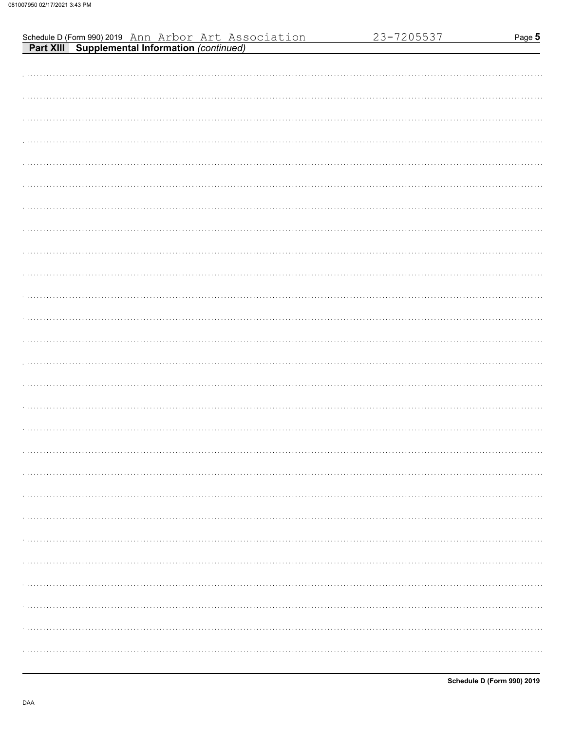Schedule D (Form 990) 2019 Ann Arbor Art Association 23-7205537 Page **5**

**Part XIII Supplemental Information** *(continued)*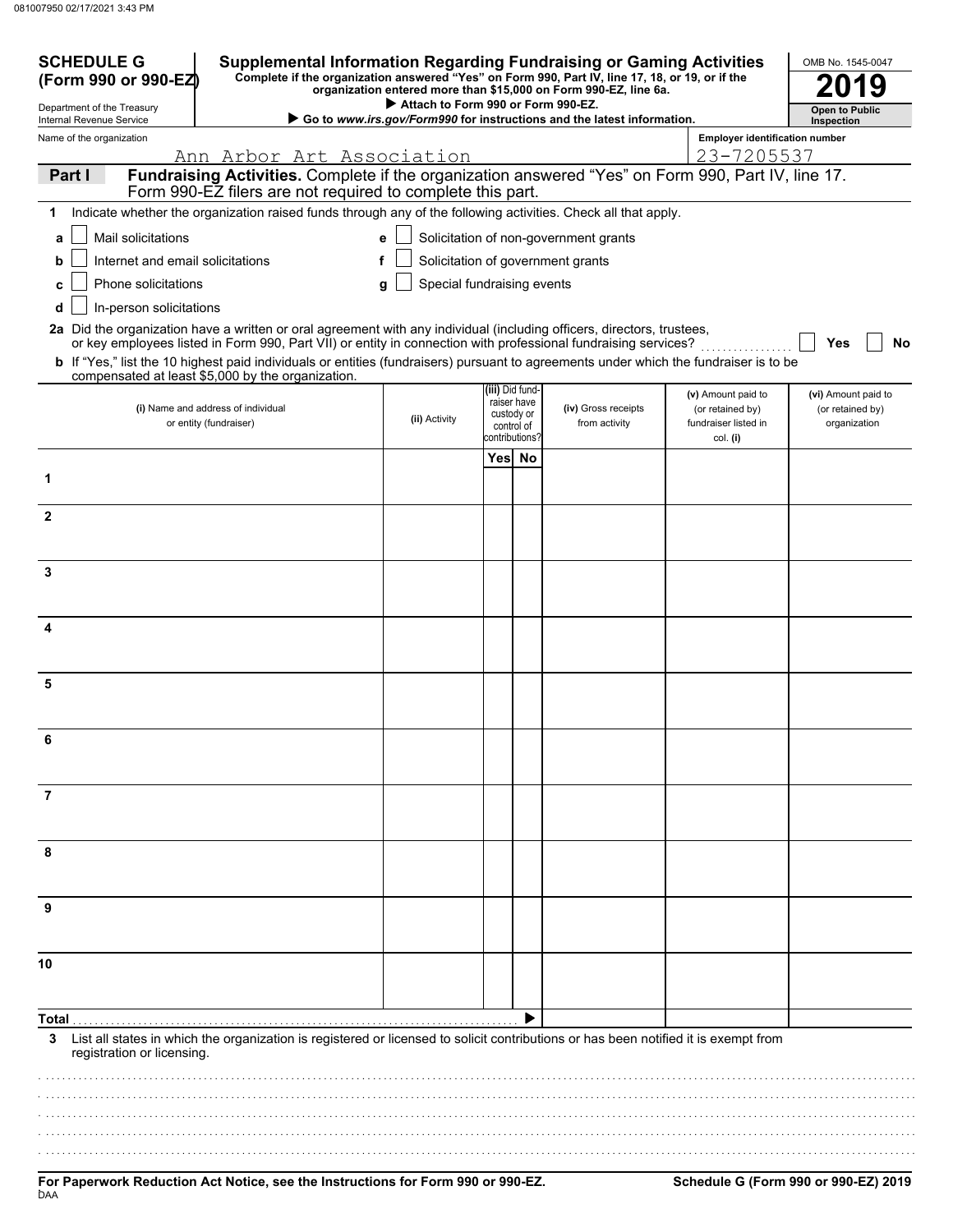**SCHEDULE G (Form 990 or 990-EZ)**

Department of the Treasury
Internal Revenue Service

# Supplemental Information Regarding Fundraising or Gaming Activities

**Complete if the organization answered "Yes" on Form 990, Part IV, line 17, 18, or 19, or if the organization entered more than $15,000 on Form 990-EZ, line 6a.**

**▶ Attach to Form 990 or Form 990-EZ.**

**▶ Go to *www.irs.gov/Form990* for instructions and the latest information.**

OMB No. 1545-0047

**2019**

**Open to Public Inspection**

Name of the organization: Ann Arbor Art Association

Employer identification number: 23-7205537

## Part I Fundraising Activities. Complete if the organization answered "Yes" on Form 990, Part IV, line 17. Form 990-EZ filers are not required to complete this part.

**1** Indicate whether the organization raised funds through any of the following activities. Check all that apply.

- **a** ☐ Mail solicitations
- **b** ☐ Internet and email solicitations
- **c** ☐ Phone solicitations
- **d** ☐ In-person solicitations
- **e** ☐ Solicitation of non-government grants
- **f** ☐ Solicitation of government grants
- **g** ☐ Special fundraising events

**2a** Did the organization have a written or oral agreement with any individual (including officers, directors, trustees, or key employees listed in Form 990, Part VII) or entity in connection with professional fundraising services? ☐ Yes ☐ No

**b** If "Yes," list the 10 highest paid individuals or entities (fundraisers) pursuant to agreements under which the fundraiser is to be compensated at least $5,000 by the organization.

| | (i) Name and address of individual or entity (fundraiser) | (ii) Activity | (iii) Did fundraiser have custody or control of contributions? Yes | No | (iv) Gross receipts from activity | (v) Amount paid to (or retained by) fundraiser listed in col. (i) | (vi) Amount paid to (or retained by) organization |
|---|---|---|---|---|---|---|---|
| 1 | | | | | | | |
| 2 | | | | | | | |
| 3 | | | | | | | |
| 4 | | | | | | | |
| 5 | | | | | | | |
| 6 | | | | | | | |
| 7 | | | | | | | |
| 8 | | | | | | | |
| 9 | | | | | | | |
| 10 | | | | | | | |
| **Total** ▶ | | | | | | | |

**3** List all states in which the organization is registered or licensed to solicit contributions or has been notified it is exempt from registration or licensing.

**For Paperwork Reduction Act Notice, see the Instructions for Form 990 or 990-EZ.**

**Schedule G (Form 990 or 990-EZ) 2019**

DAA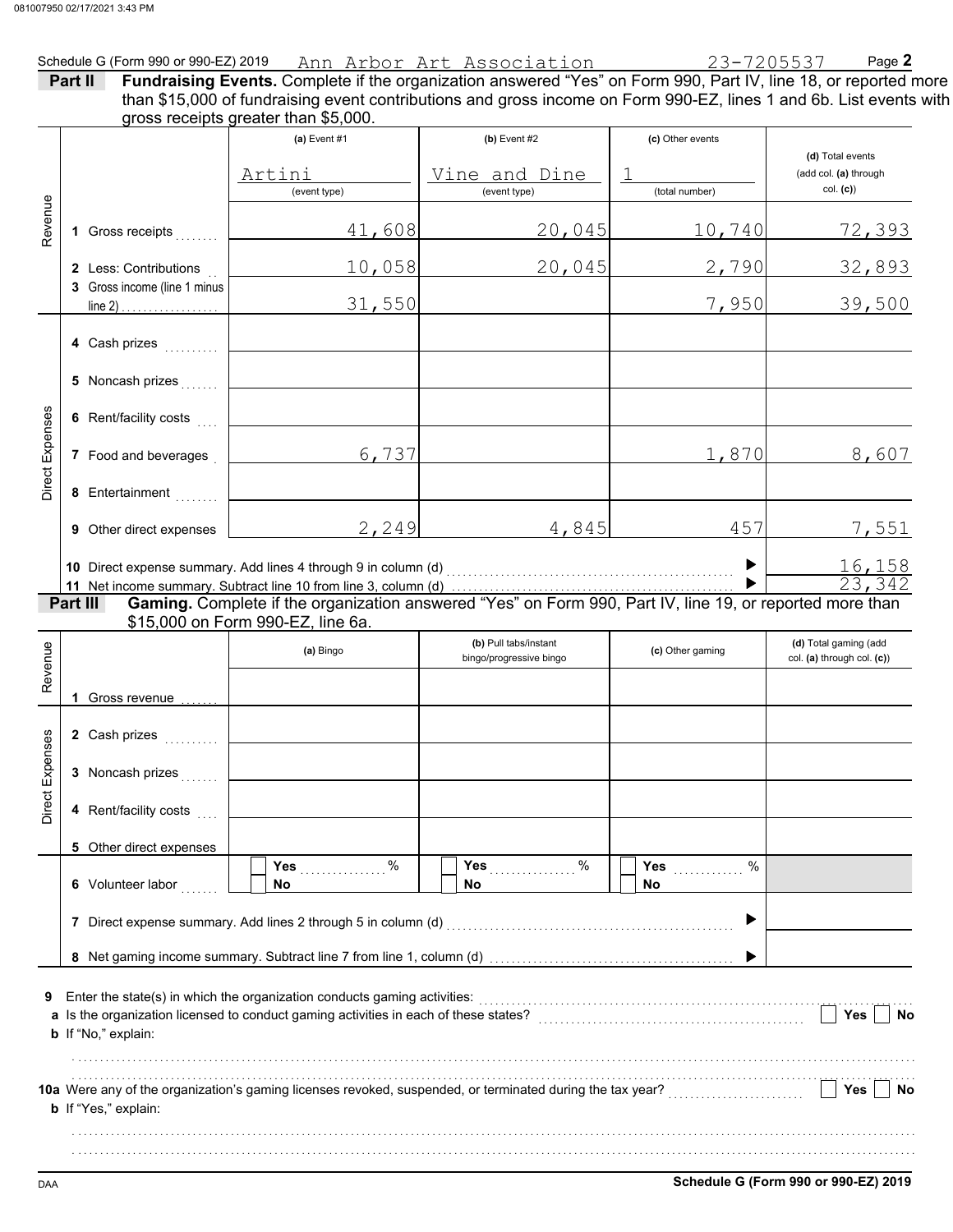Schedule G (Form 990 or 990-EZ) 2019 Ann Arbor Art Association 23-7205537 Page **2**

**Part II** **Fundraising Events.** Complete if the organization answered "Yes" on Form 990, Part IV, line 18, or reported more than $15,000 of fundraising event contributions and gross income on Form 990-EZ, lines 1 and 6b. List events with gross receipts greater than $5,000.

| | | (a) Event #1 | (b) Event #2 | (c) Other events | (d) Total events (add col. (a) through col. (c)) |
|---|---|---|---|---|---|
| | | Artini (event type) | Vine and Dine (event type) | 1 (total number) | |
| Revenue | 1 Gross receipts | 41,608 | 20,045 | 10,740 | 72,393 |
| | 2 Less: Contributions | 10,058 | 20,045 | 2,790 | 32,893 |
| | 3 Gross income (line 1 minus line 2) | 31,550 | | 7,950 | 39,500 |
| Direct Expenses | 4 Cash prizes | | | | |
| | 5 Noncash prizes | | | | |
| | 6 Rent/facility costs | | | | |
| | 7 Food and beverages | 6,737 | | 1,870 | 8,607 |
| | 8 Entertainment | | | | |
| | 9 Other direct expenses | 2,249 | 4,845 | 457 | 7,551 |
| | 10 Direct expense summary. Add lines 4 through 9 in column (d) | | | | 16,158 |
| | 11 Net income summary. Subtract line 10 from line 3, column (d) | | | | 23,342 |

**Part III** **Gaming.** Complete if the organization answered "Yes" on Form 990, Part IV, line 19, or reported more than $15,000 on Form 990-EZ, line 6a.

| | | (a) Bingo | (b) Pull tabs/instant bingo/progressive bingo | (c) Other gaming | (d) Total gaming (add col. (a) through col. (c)) |
|---|---|---|---|---|---|
| Revenue | 1 Gross revenue | | | | |
| Direct Expenses | 2 Cash prizes | | | | |
| | 3 Noncash prizes | | | | |
| | 4 Rent/facility costs | | | | |
| | 5 Other direct expenses | | | | |
| | 6 Volunteer labor | Yes ____ % / No | Yes ____ % / No | Yes ____ % / No | |
| | 7 Direct expense summary. Add lines 2 through 5 in column (d) | | | | |
| | 8 Net gaming income summary. Subtract line 7 from line 1, column (d) | | | | |

**9** Enter the state(s) in which the organization conducts gaming activities:

**a** Is the organization licensed to conduct gaming activities in each of these states? ☐ Yes ☐ No

**b** If "No," explain:

**10a** Were any of the organization's gaming licenses revoked, suspended, or terminated during the tax year? ☐ Yes ☐ No

**b** If "Yes," explain:

DAA **Schedule G (Form 990 or 990-EZ) 2019**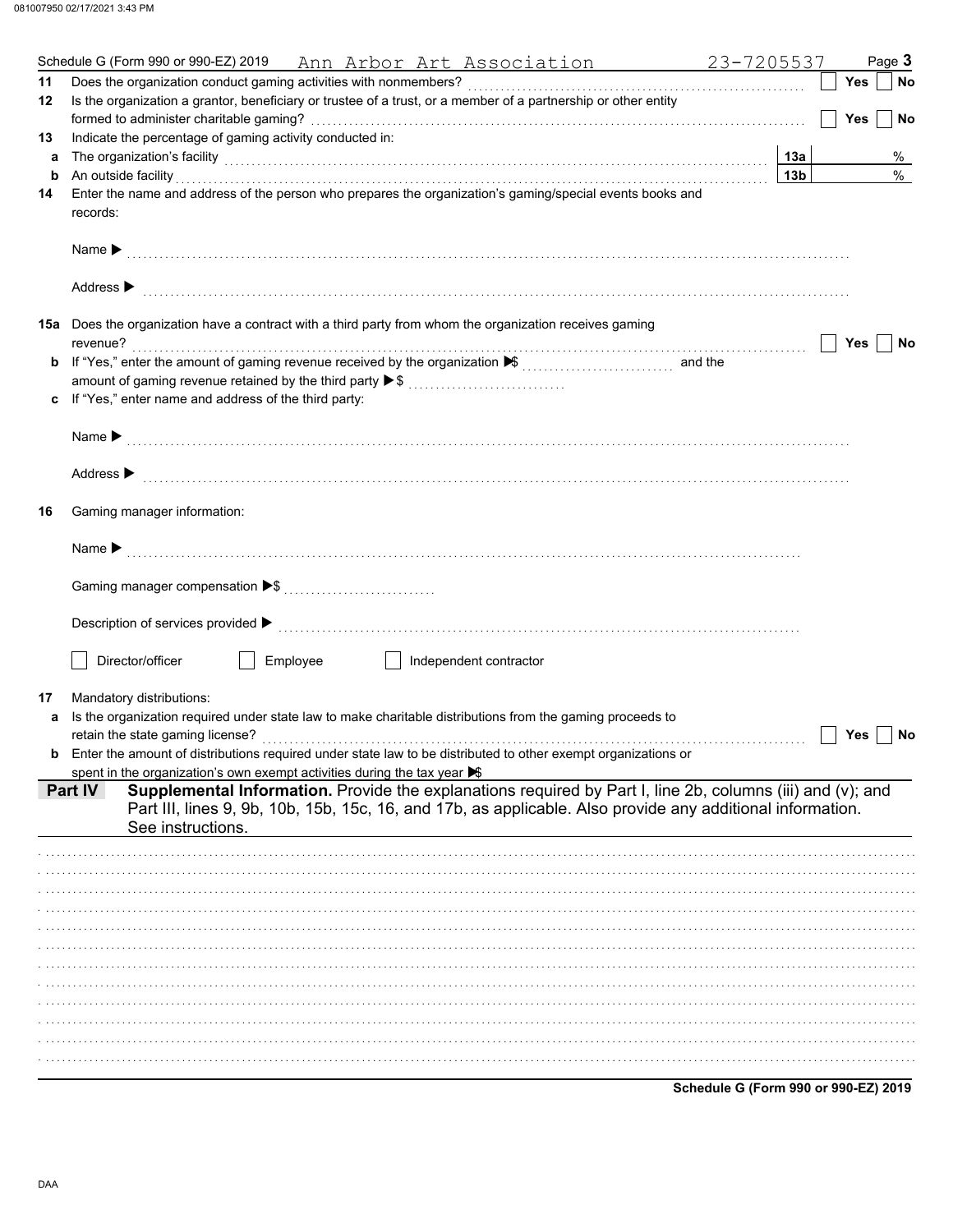Schedule G (Form 990 or 990-EZ) 2019 Ann Arbor Art Association 23-7205537 Page **3**

**11** Does the organization conduct gaming activities with nonmembers? ☐ Yes ☐ No

**12** Is the organization a grantor, beneficiary or trustee of a trust, or a member of a partnership or other entity formed to administer charitable gaming? ☐ Yes ☐ No

**13** Indicate the percentage of gaming activity conducted in:

**a** The organization's facility **13a** %

**b** An outside facility **13b** %

**14** Enter the name and address of the person who prepares the organization's gaming/special events books and records:

Name ▶

Address ▶

**15a** Does the organization have a contract with a third party from whom the organization receives gaming revenue? ☐ Yes ☐ No

**b** If "Yes," enter the amount of gaming revenue received by the organization ▶$ and the amount of gaming revenue retained by the third party ▶$

**c** If "Yes," enter name and address of the third party:

Name ▶

Address ▶

**16** Gaming manager information:

Name ▶

Gaming manager compensation ▶$

Description of services provided ▶

☐ Director/officer ☐ Employee ☐ Independent contractor

**17** Mandatory distributions:

**a** Is the organization required under state law to make charitable distributions from the gaming proceeds to retain the state gaming license? ☐ Yes ☐ No

**b** Enter the amount of distributions required under state law to be distributed to other exempt organizations or spent in the organization's own exempt activities during the tax year ▶$

**Part IV** **Supplemental Information.** Provide the explanations required by Part I, line 2b, columns (iii) and (v); and Part III, lines 9, 9b, 10b, 15b, 15c, 16, and 17b, as applicable. Also provide any additional information. See instructions.

**Schedule G (Form 990 or 990-EZ) 2019**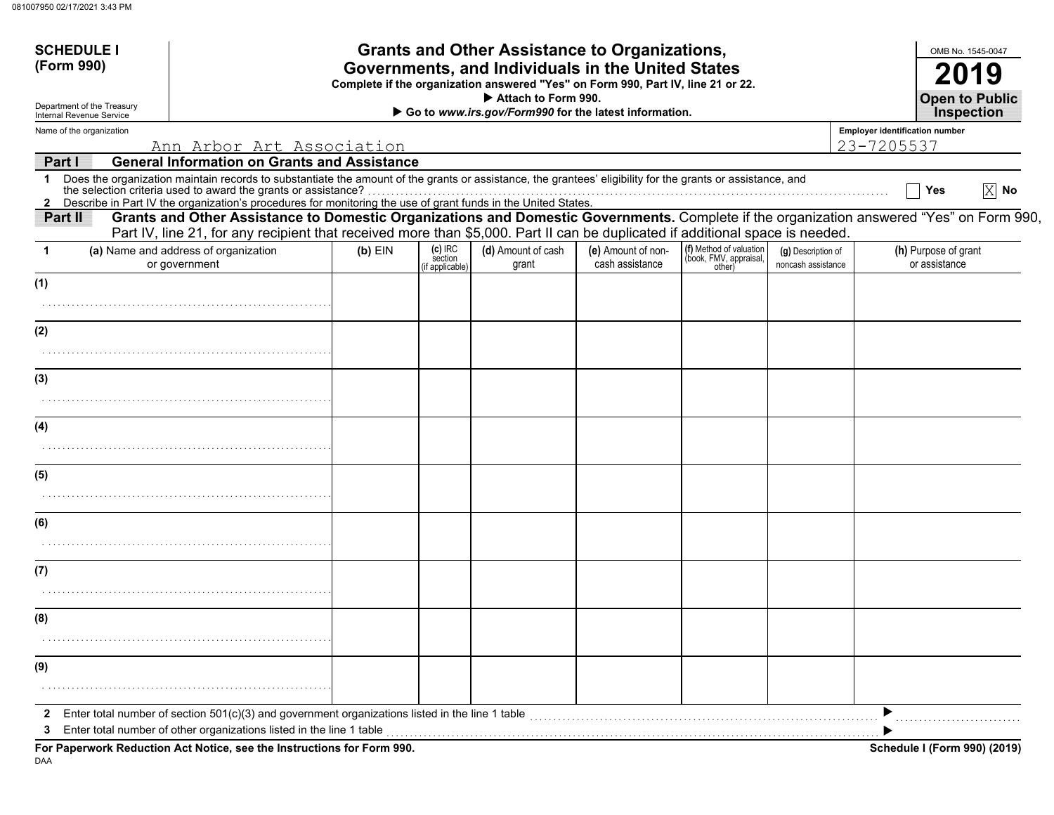**SCHEDULE I (Form 990)**

Department of the Treasury
Internal Revenue Service

# Grants and Other Assistance to Organizations, Governments, and Individuals in the United States

**Complete if the organization answered "Yes" on Form 990, Part IV, line 21 or 22.**
**▶ Attach to Form 990.**
**▶ Go to *www.irs.gov/Form990* for the latest information.**

OMB No. 1545-0047

**2019**

**Open to Public Inspection**

Name of the organization: Ann Arbor Art Association

Employer identification number: 23-7205537

## Part I General Information on Grants and Assistance

**1** Does the organization maintain records to substantiate the amount of the grants or assistance, the grantees' eligibility for the grants or assistance, and the selection criteria used to award the grants or assistance? ☐ Yes ☒ No

**2** Describe in Part IV the organization's procedures for monitoring the use of grant funds in the United States.

## Part II Grants and Other Assistance to Domestic Organizations and Domestic Governments.

Complete if the organization answered "Yes" on Form 990, Part IV, line 21, for any recipient that received more than $5,000. Part II can be duplicated if additional space is needed.

| 1 | (a) Name and address of organization or government | (b) EIN | (c) IRC section (if applicable) | (d) Amount of cash grant | (e) Amount of non-cash assistance | (f) Method of valuation (book, FMV, appraisal, other) | (g) Description of noncash assistance | (h) Purpose of grant or assistance |
|---|---|---|---|---|---|---|---|---|
| (1) | | | | | | | | |
| (2) | | | | | | | | |
| (3) | | | | | | | | |
| (4) | | | | | | | | |
| (5) | | | | | | | | |
| (6) | | | | | | | | |
| (7) | | | | | | | | |
| (8) | | | | | | | | |
| (9) | | | | | | | | |

**2** Enter total number of section 501(c)(3) and government organizations listed in the line 1 table ▶

**3** Enter total number of other organizations listed in the line 1 table ▶

**For Paperwork Reduction Act Notice, see the Instructions for Form 990.**

**Schedule I (Form 990) (2019)**

DAA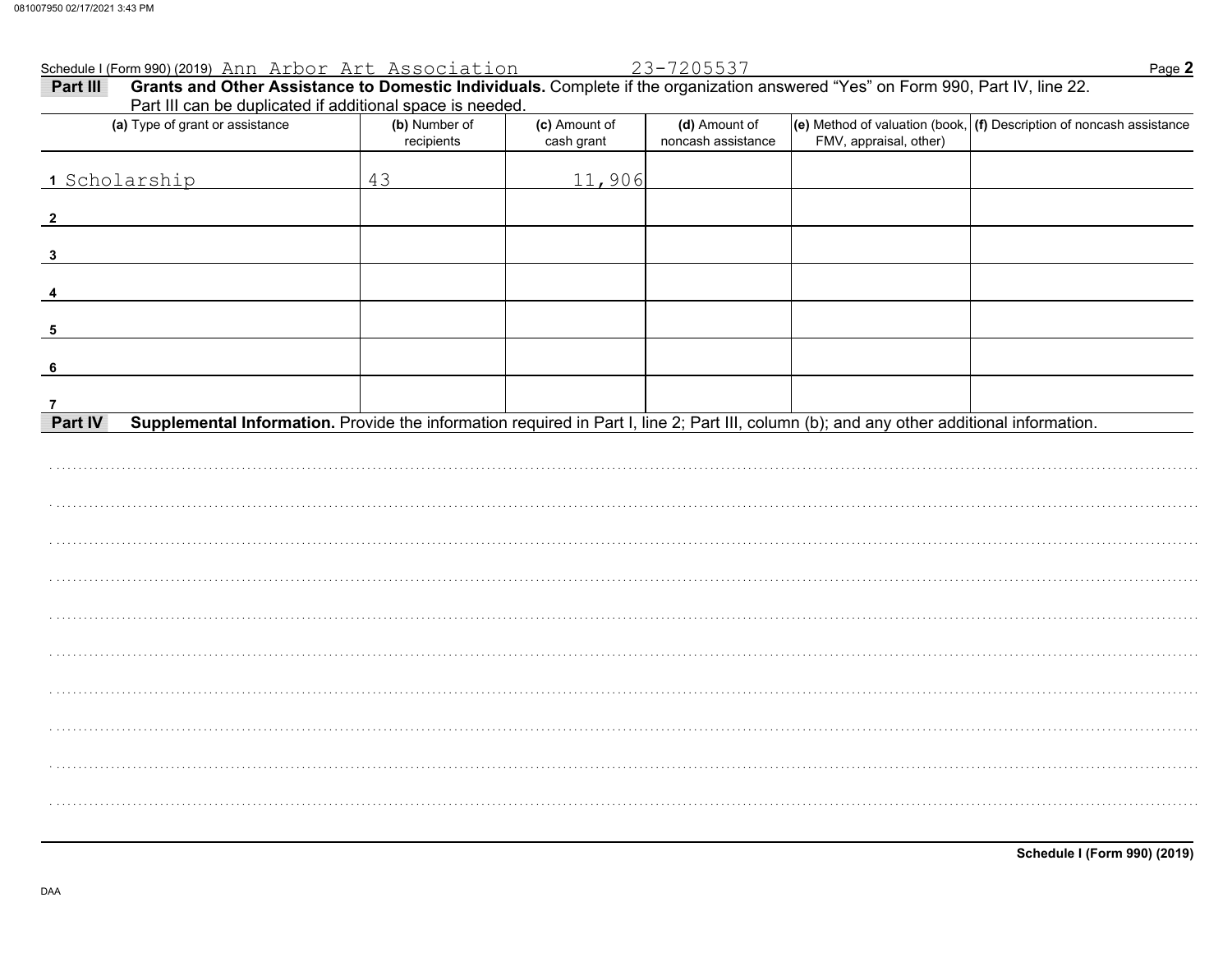Schedule I (Form 990) (2019) Ann Arbor Art Association 23-7205537 Page **2**

**Part III** **Grants and Other Assistance to Domestic Individuals.** Complete if the organization answered "Yes" on Form 990, Part IV, line 22. Part III can be duplicated if additional space is needed.

| (a) Type of grant or assistance | (b) Number of recipients | (c) Amount of cash grant | (d) Amount of noncash assistance | (e) Method of valuation (book, FMV, appraisal, other) | (f) Description of noncash assistance |
|---|---|---|---|---|---|
| 1 Scholarship | 43 | 11,906 | | | |
| 2 | | | | | |
| 3 | | | | | |
| 4 | | | | | |
| 5 | | | | | |
| 6 | | | | | |
| 7 | | | | | |

**Part IV** **Supplemental Information.** Provide the information required in Part I, line 2; Part III, column (b); and any other additional information.

**Schedule I (Form 990) (2019)**

DAA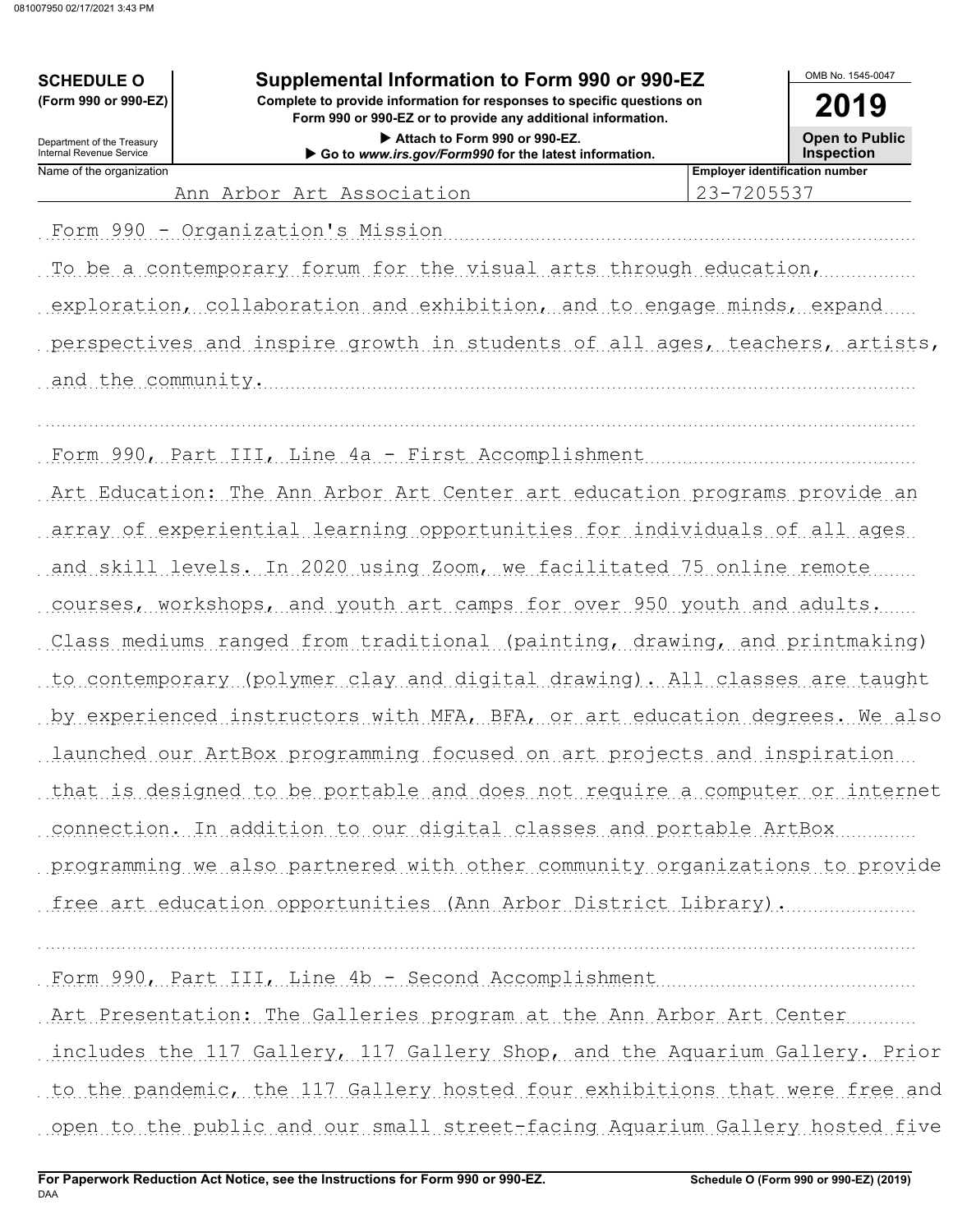**SCHEDULE O**
**(Form 990 or 990-EZ)**

Department of the Treasury
Internal Revenue Service

# Supplemental Information to Form 990 or 990-EZ

**Complete to provide information for responses to specific questions on Form 990 or 990-EZ or to provide any additional information.**
▶ **Attach to Form 990 or 990-EZ.**
▶ **Go to www.irs.gov/Form990 for the latest information.**

OMB No. 1545-0047

**2019**

**Open to Public Inspection**

| Name of the organization | Employer identification number |
|---|---|
| Ann Arbor Art Association | 23-7205537 |

Form 990 - Organization's Mission

To be a contemporary forum for the visual arts through education, exploration, collaboration and exhibition, and to engage minds, expand perspectives and inspire growth in students of all ages, teachers, artists, and the community.

Form 990, Part III, Line 4a - First Accomplishment

Art Education: The Ann Arbor Art Center art education programs provide an array of experiential learning opportunities for individuals of all ages and skill levels. In 2020 using Zoom, we facilitated 75 online remote courses, workshops, and youth art camps for over 950 youth and adults. Class mediums ranged from traditional (painting, drawing, and printmaking) to contemporary (polymer clay and digital drawing). All classes are taught by experienced instructors with MFA, BFA, or art education degrees. We also launched our ArtBox programming focused on art projects and inspiration that is designed to be portable and does not require a computer or internet connection. In addition to our digital classes and portable ArtBox programming we also partnered with other community organizations to provide free art education opportunities (Ann Arbor District Library).

Form 990, Part III, Line 4b - Second Accomplishment

Art Presentation: The Galleries program at the Ann Arbor Art Center includes the 117 Gallery, 117 Gallery Shop, and the Aquarium Gallery. Prior to the pandemic, the 117 Gallery hosted four exhibitions that were free and open to the public and our small street-facing Aquarium Gallery hosted five

**For Paperwork Reduction Act Notice, see the Instructions for Form 990 or 990-EZ.** DAA **Schedule O (Form 990 or 990-EZ) (2019)**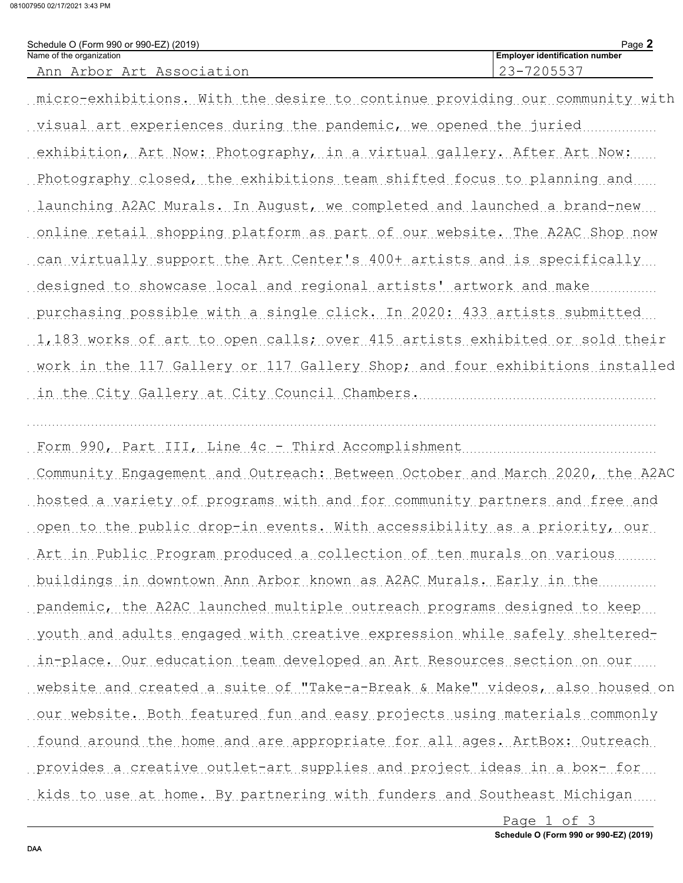Schedule O (Form 990 or 990-EZ) (2019)

Name of the organization: Ann Arbor Art Association

Employer identification number: 23-7205537

micro-exhibitions. With the desire to continue providing our community with visual art experiences during the pandemic, we opened the juried exhibition, Art Now: Photography, in a virtual gallery. After Art Now: Photography closed, the exhibitions team shifted focus to planning and launching A2AC Murals. In August, we completed and launched a brand-new online retail shopping platform as part of our website. The A2AC Shop now can virtually support the Art Center's 400+ artists and is specifically designed to showcase local and regional artists' artwork and make purchasing possible with a single click. In 2020: 433 artists submitted 1,183 works of art to open calls; over 415 artists exhibited or sold their work in the 117 Gallery or 117 Gallery Shop; and four exhibitions installed in the City Gallery at City Council Chambers.

Form 990, Part III, Line 4c - Third Accomplishment

Community Engagement and Outreach: Between October and March 2020, the A2AC hosted a variety of programs with and for community partners and free and open to the public drop-in events. With accessibility as a priority, our Art in Public Program produced a collection of ten murals on various buildings in downtown Ann Arbor known as A2AC Murals. Early in the pandemic, the A2AC launched multiple outreach programs designed to keep youth and adults engaged with creative expression while safely sheltered-in-place. Our education team developed an Art Resources section on our website and created a suite of "Take-a-Break & Make" videos, also housed on our website. Both featured fun and easy projects using materials commonly found around the home and are appropriate for all ages. ArtBox: Outreach provides a creative outlet-art supplies and project ideas in a box- for kids to use at home. By partnering with funders and Southeast Michigan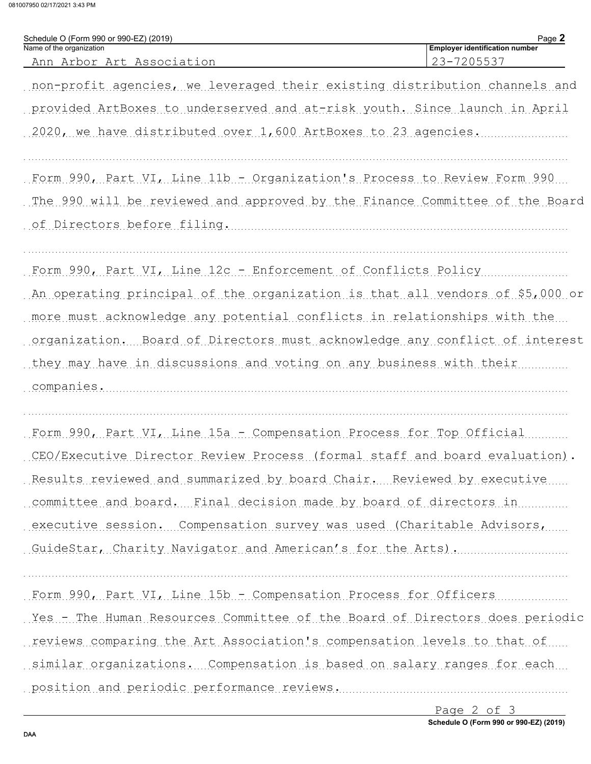Schedule O (Form 990 or 990-EZ) (2019) Page **2**

| Name of the organization | Employer identification number |
|---|---|
| Ann Arbor Art Association | 23-7205537 |

non-profit agencies, we leveraged their existing distribution channels and provided ArtBoxes to underserved and at-risk youth. Since launch in April 2020, we have distributed over 1,600 ArtBoxes to 23 agencies.

Form 990, Part VI, Line 11b - Organization's Process to Review Form 990
The 990 will be reviewed and approved by the Finance Committee of the Board of Directors before filing.

Form 990, Part VI, Line 12c - Enforcement of Conflicts Policy
An operating principal of the organization is that all vendors of $5,000 or more must acknowledge any potential conflicts in relationships with the organization. Board of Directors must acknowledge any conflict of interest they may have in discussions and voting on any business with their companies.

Form 990, Part VI, Line 15a - Compensation Process for Top Official
CEO/Executive Director Review Process (formal staff and board evaluation). Results reviewed and summarized by board Chair. Reviewed by executive committee and board. Final decision made by board of directors in executive session. Compensation survey was used (Charitable Advisors, GuideStar, Charity Navigator and American's for the Arts).

Form 990, Part VI, Line 15b - Compensation Process for Officers
Yes - The Human Resources Committee of the Board of Directors does periodic reviews comparing the Art Association's compensation levels to that of similar organizations. Compensation is based on salary ranges for each position and periodic performance reviews.

Schedule O (Form 990 or 990-EZ) (2019)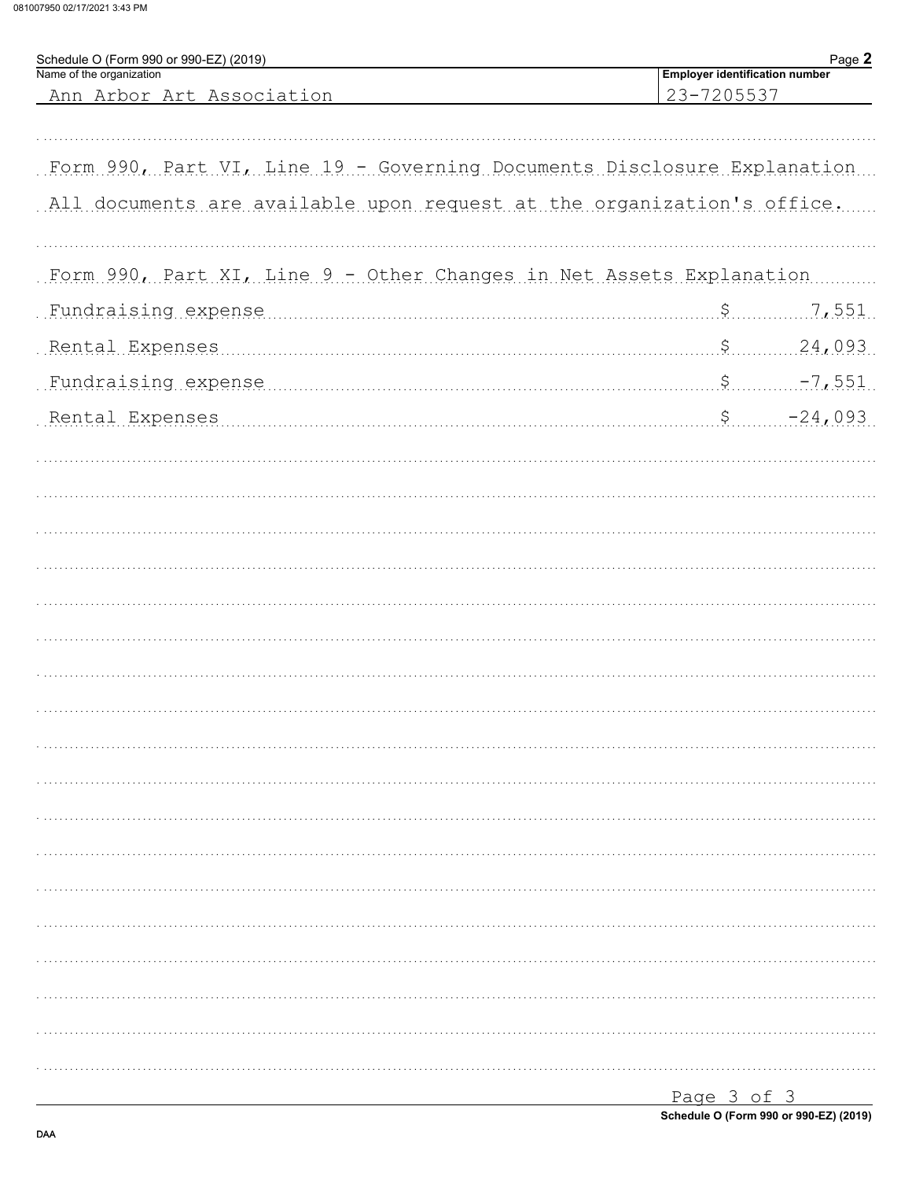Schedule O (Form 990 or 990-EZ) (2019) Page **2**

| Name of the organization | Employer identification number |
|---|---|
| Ann Arbor Art Association | 23-7205537 |

Form 990, Part VI, Line 19 - Governing Documents Disclosure Explanation

All documents are available upon request at the organization's office.

Form 990, Part XI, Line 9 - Other Changes in Net Assets Explanation

| | | |
|---|---|---|
| Fundraising expense | $ | 7,551 |
| Rental Expenses | $ | 24,093 |
| Fundraising expense | $ | -7,551 |
| Rental Expenses | $ | -24,093 |

Schedule O (Form 990 or 990-EZ) (2019)